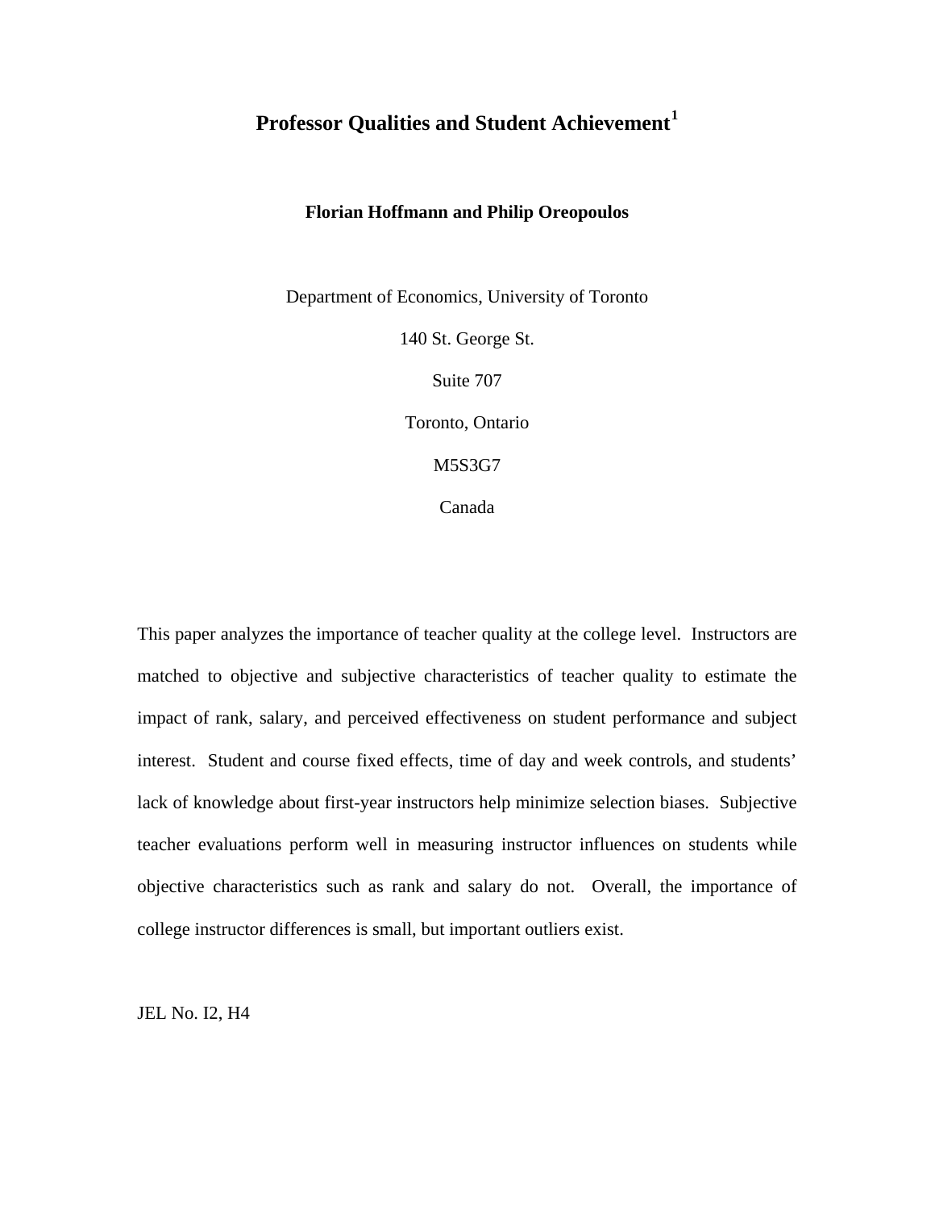# Professor Qualities and Student Achievement[1]

**Florian Hoffmann and Philip Oreopoulos**

Department of Economics, University of Toronto

140 St. George St.

Suite 707

Toronto, Ontario

M5S3G7

Canada

This paper analyzes the importance of teacher quality at the college level. Instructors are matched to objective and subjective characteristics of teacher quality to estimate the impact of rank, salary, and perceived effectiveness on student performance and subject interest. Student and course fixed effects, time of day and week controls, and students' lack of knowledge about first-year instructors help minimize selection biases. Subjective teacher evaluations perform well in measuring instructor influences on students while objective characteristics such as rank and salary do not. Overall, the importance of college instructor differences is small, but important outliers exist.

JEL No. I2, H4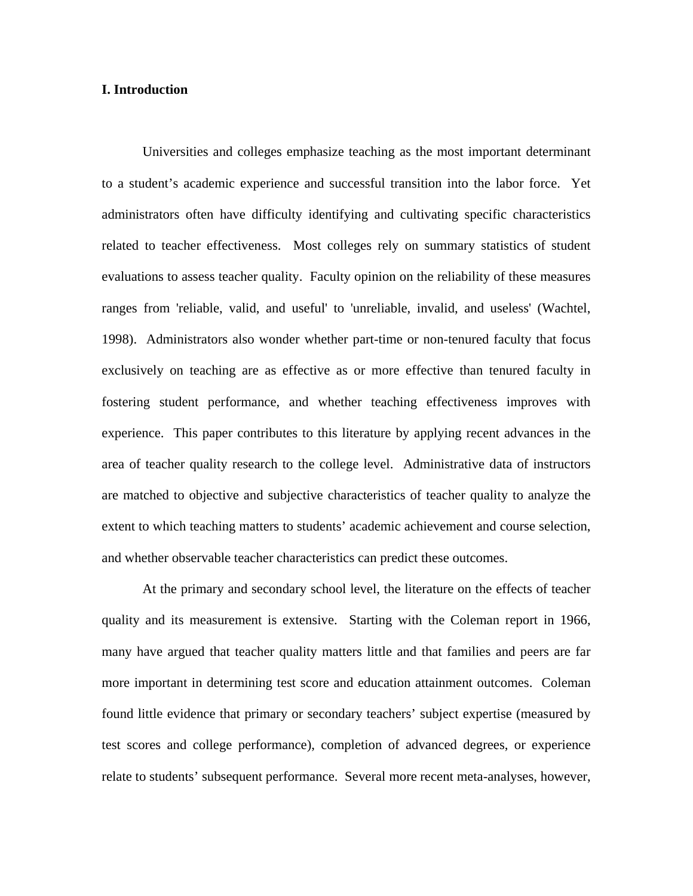## I. Introduction

Universities and colleges emphasize teaching as the most important determinant to a student's academic experience and successful transition into the labor force. Yet administrators often have difficulty identifying and cultivating specific characteristics related to teacher effectiveness. Most colleges rely on summary statistics of student evaluations to assess teacher quality. Faculty opinion on the reliability of these measures ranges from 'reliable, valid, and useful' to 'unreliable, invalid, and useless' (Wachtel, 1998). Administrators also wonder whether part-time or non-tenured faculty that focus exclusively on teaching are as effective as or more effective than tenured faculty in fostering student performance, and whether teaching effectiveness improves with experience. This paper contributes to this literature by applying recent advances in the area of teacher quality research to the college level. Administrative data of instructors are matched to objective and subjective characteristics of teacher quality to analyze the extent to which teaching matters to students' academic achievement and course selection, and whether observable teacher characteristics can predict these outcomes.

At the primary and secondary school level, the literature on the effects of teacher quality and its measurement is extensive. Starting with the Coleman report in 1966, many have argued that teacher quality matters little and that families and peers are far more important in determining test score and education attainment outcomes. Coleman found little evidence that primary or secondary teachers' subject expertise (measured by test scores and college performance), completion of advanced degrees, or experience relate to students' subsequent performance. Several more recent meta-analyses, however,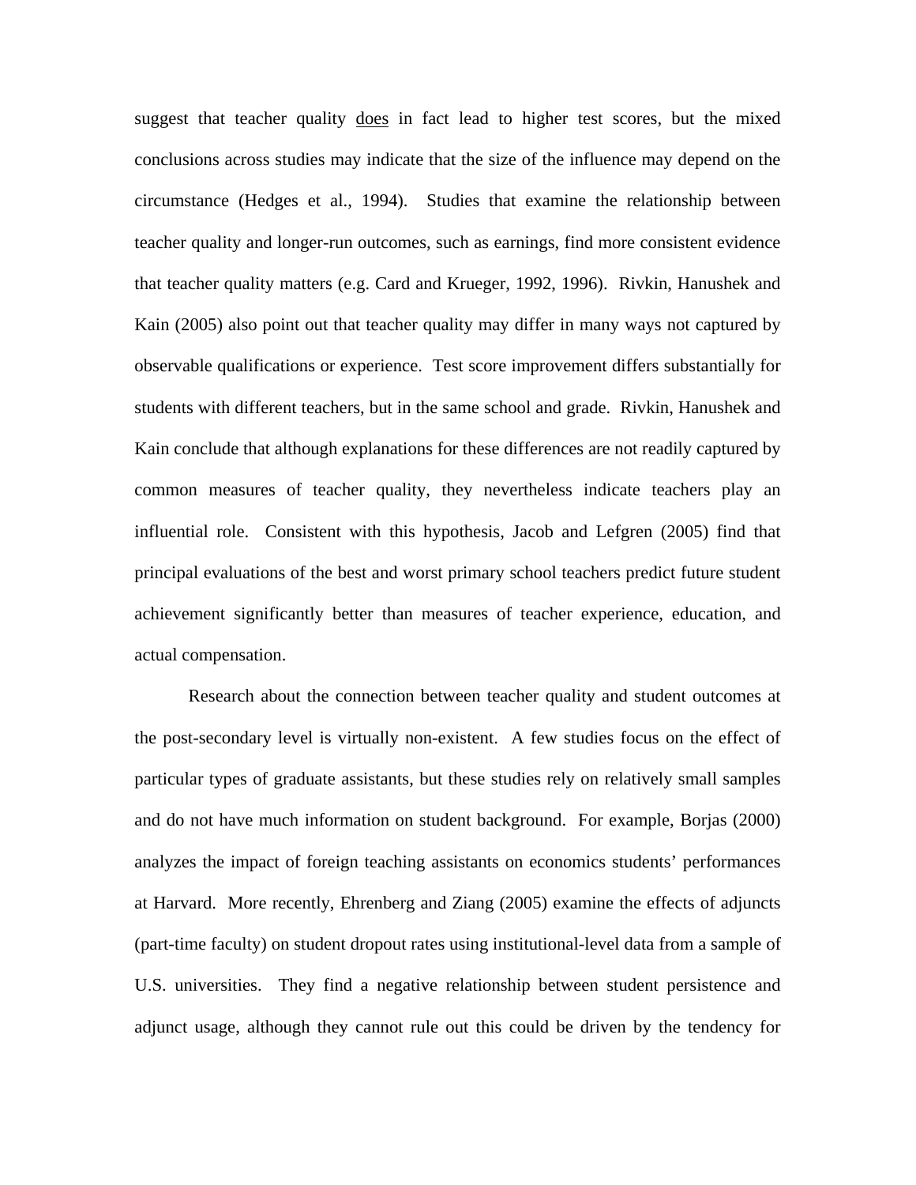suggest that teacher quality <u>does</u> in fact lead to higher test scores, but the mixed conclusions across studies may indicate that the size of the influence may depend on the circumstance (Hedges et al., 1994). Studies that examine the relationship between teacher quality and longer-run outcomes, such as earnings, find more consistent evidence that teacher quality matters (e.g. Card and Krueger, 1992, 1996). Rivkin, Hanushek and Kain (2005) also point out that teacher quality may differ in many ways not captured by observable qualifications or experience. Test score improvement differs substantially for students with different teachers, but in the same school and grade. Rivkin, Hanushek and Kain conclude that although explanations for these differences are not readily captured by common measures of teacher quality, they nevertheless indicate teachers play an influential role. Consistent with this hypothesis, Jacob and Lefgren (2005) find that principal evaluations of the best and worst primary school teachers predict future student achievement significantly better than measures of teacher experience, education, and actual compensation.

Research about the connection between teacher quality and student outcomes at the post-secondary level is virtually non-existent. A few studies focus on the effect of particular types of graduate assistants, but these studies rely on relatively small samples and do not have much information on student background. For example, Borjas (2000) analyzes the impact of foreign teaching assistants on economics students' performances at Harvard. More recently, Ehrenberg and Ziang (2005) examine the effects of adjuncts (part-time faculty) on student dropout rates using institutional-level data from a sample of U.S. universities. They find a negative relationship between student persistence and adjunct usage, although they cannot rule out this could be driven by the tendency for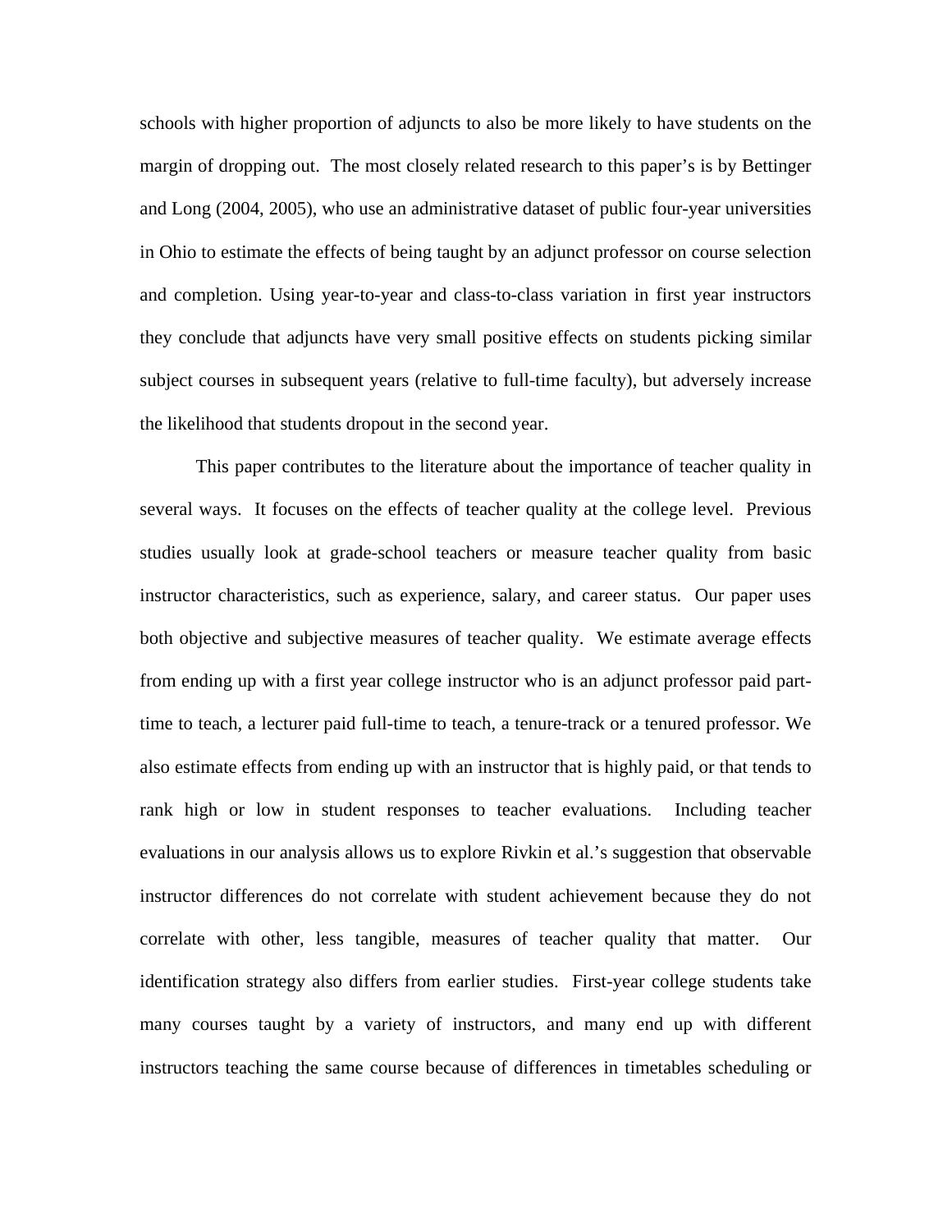schools with higher proportion of adjuncts to also be more likely to have students on the margin of dropping out. The most closely related research to this paper's is by Bettinger and Long (2004, 2005), who use an administrative dataset of public four-year universities in Ohio to estimate the effects of being taught by an adjunct professor on course selection and completion. Using year-to-year and class-to-class variation in first year instructors they conclude that adjuncts have very small positive effects on students picking similar subject courses in subsequent years (relative to full-time faculty), but adversely increase the likelihood that students dropout in the second year.

This paper contributes to the literature about the importance of teacher quality in several ways. It focuses on the effects of teacher quality at the college level. Previous studies usually look at grade-school teachers or measure teacher quality from basic instructor characteristics, such as experience, salary, and career status. Our paper uses both objective and subjective measures of teacher quality. We estimate average effects from ending up with a first year college instructor who is an adjunct professor paid part-time to teach, a lecturer paid full-time to teach, a tenure-track or a tenured professor. We also estimate effects from ending up with an instructor that is highly paid, or that tends to rank high or low in student responses to teacher evaluations. Including teacher evaluations in our analysis allows us to explore Rivkin et al.'s suggestion that observable instructor differences do not correlate with student achievement because they do not correlate with other, less tangible, measures of teacher quality that matter. Our identification strategy also differs from earlier studies. First-year college students take many courses taught by a variety of instructors, and many end up with different instructors teaching the same course because of differences in timetables scheduling or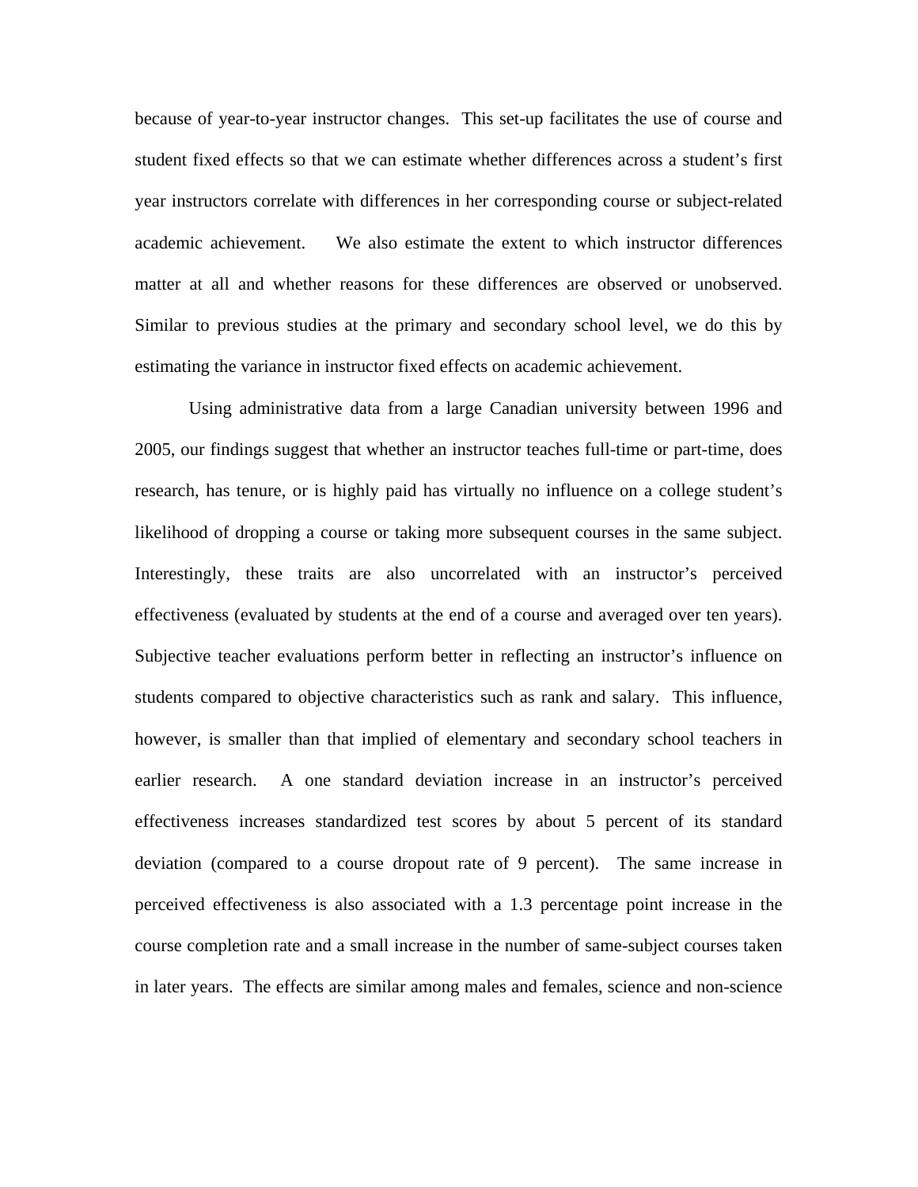because of year-to-year instructor changes. This set-up facilitates the use of course and student fixed effects so that we can estimate whether differences across a student's first year instructors correlate with differences in her corresponding course or subject-related academic achievement. We also estimate the extent to which instructor differences matter at all and whether reasons for these differences are observed or unobserved. Similar to previous studies at the primary and secondary school level, we do this by estimating the variance in instructor fixed effects on academic achievement.

Using administrative data from a large Canadian university between 1996 and 2005, our findings suggest that whether an instructor teaches full-time or part-time, does research, has tenure, or is highly paid has virtually no influence on a college student's likelihood of dropping a course or taking more subsequent courses in the same subject. Interestingly, these traits are also uncorrelated with an instructor's perceived effectiveness (evaluated by students at the end of a course and averaged over ten years). Subjective teacher evaluations perform better in reflecting an instructor's influence on students compared to objective characteristics such as rank and salary. This influence, however, is smaller than that implied of elementary and secondary school teachers in earlier research. A one standard deviation increase in an instructor's perceived effectiveness increases standardized test scores by about 5 percent of its standard deviation (compared to a course dropout rate of 9 percent). The same increase in perceived effectiveness is also associated with a 1.3 percentage point increase in the course completion rate and a small increase in the number of same-subject courses taken in later years. The effects are similar among males and females, science and non-science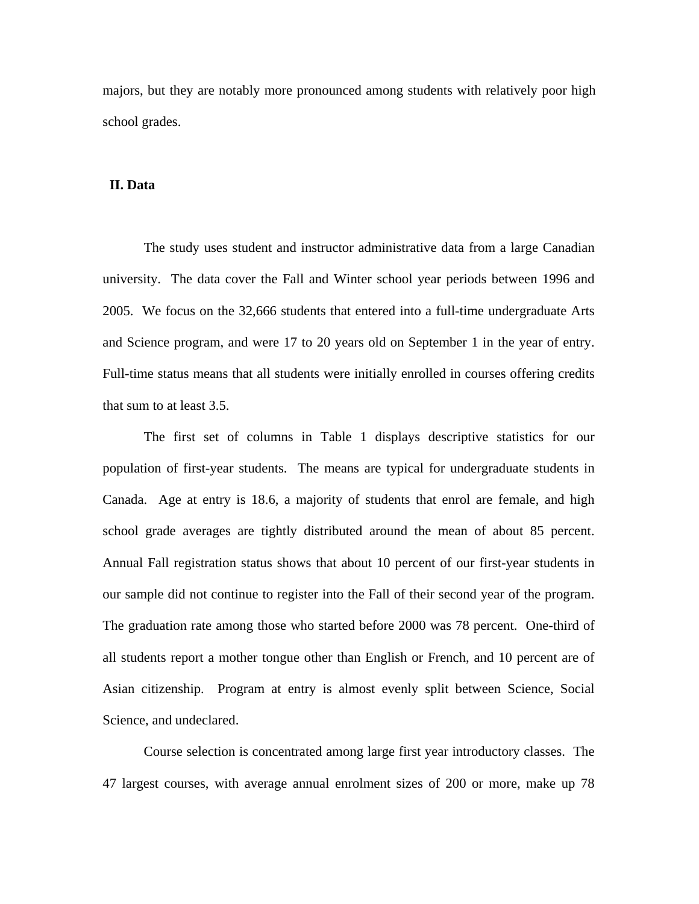majors, but they are notably more pronounced among students with relatively poor high school grades.

## II. Data

The study uses student and instructor administrative data from a large Canadian university. The data cover the Fall and Winter school year periods between 1996 and 2005. We focus on the 32,666 students that entered into a full-time undergraduate Arts and Science program, and were 17 to 20 years old on September 1 in the year of entry. Full-time status means that all students were initially enrolled in courses offering credits that sum to at least 3.5.

The first set of columns in Table 1 displays descriptive statistics for our population of first-year students. The means are typical for undergraduate students in Canada. Age at entry is 18.6, a majority of students that enrol are female, and high school grade averages are tightly distributed around the mean of about 85 percent. Annual Fall registration status shows that about 10 percent of our first-year students in our sample did not continue to register into the Fall of their second year of the program. The graduation rate among those who started before 2000 was 78 percent. One-third of all students report a mother tongue other than English or French, and 10 percent are of Asian citizenship. Program at entry is almost evenly split between Science, Social Science, and undeclared.

Course selection is concentrated among large first year introductory classes. The 47 largest courses, with average annual enrolment sizes of 200 or more, make up 78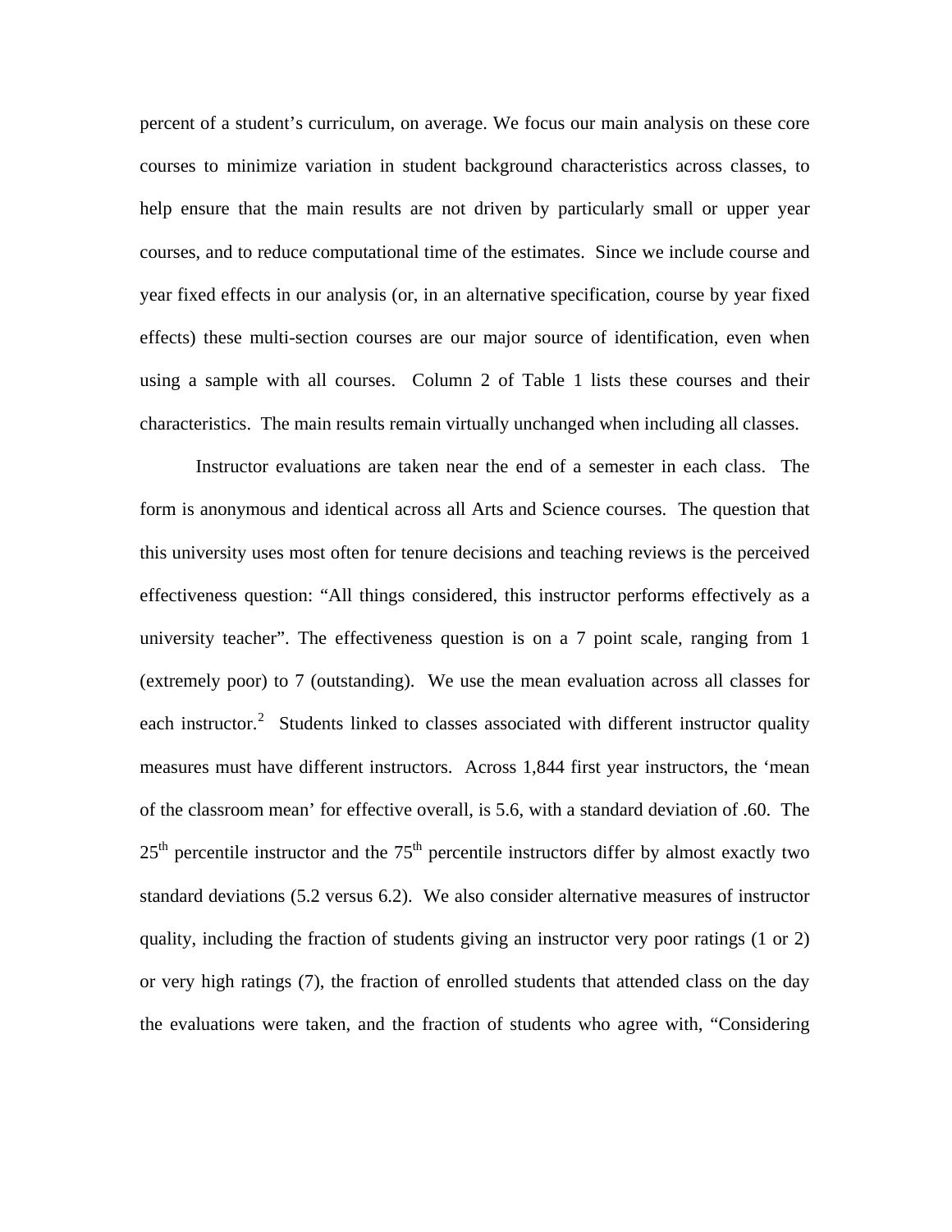percent of a student's curriculum, on average. We focus our main analysis on these core courses to minimize variation in student background characteristics across classes, to help ensure that the main results are not driven by particularly small or upper year courses, and to reduce computational time of the estimates. Since we include course and year fixed effects in our analysis (or, in an alternative specification, course by year fixed effects) these multi-section courses are our major source of identification, even when using a sample with all courses. Column 2 of Table 1 lists these courses and their characteristics. The main results remain virtually unchanged when including all classes.

Instructor evaluations are taken near the end of a semester in each class. The form is anonymous and identical across all Arts and Science courses. The question that this university uses most often for tenure decisions and teaching reviews is the perceived effectiveness question: "All things considered, this instructor performs effectively as a university teacher". The effectiveness question is on a 7 point scale, ranging from 1 (extremely poor) to 7 (outstanding). We use the mean evaluation across all classes for each instructor.[2] Students linked to classes associated with different instructor quality measures must have different instructors. Across 1,844 first year instructors, the 'mean of the classroom mean' for effective overall, is 5.6, with a standard deviation of .60. The 25th percentile instructor and the 75th percentile instructors differ by almost exactly two standard deviations (5.2 versus 6.2). We also consider alternative measures of instructor quality, including the fraction of students giving an instructor very poor ratings (1 or 2) or very high ratings (7), the fraction of enrolled students that attended class on the day the evaluations were taken, and the fraction of students who agree with, "Considering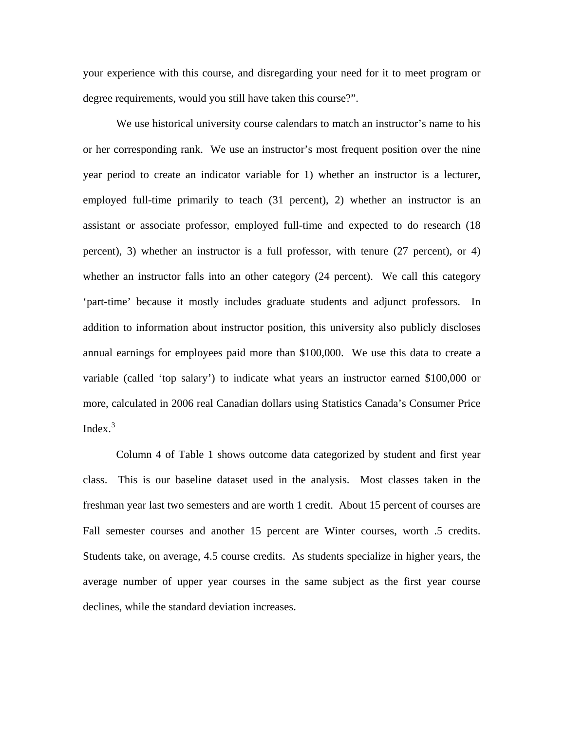your experience with this course, and disregarding your need for it to meet program or degree requirements, would you still have taken this course?".

We use historical university course calendars to match an instructor's name to his or her corresponding rank. We use an instructor's most frequent position over the nine year period to create an indicator variable for 1) whether an instructor is a lecturer, employed full-time primarily to teach (31 percent), 2) whether an instructor is an assistant or associate professor, employed full-time and expected to do research (18 percent), 3) whether an instructor is a full professor, with tenure (27 percent), or 4) whether an instructor falls into an other category (24 percent). We call this category 'part-time' because it mostly includes graduate students and adjunct professors. In addition to information about instructor position, this university also publicly discloses annual earnings for employees paid more than $100,000. We use this data to create a variable (called 'top salary') to indicate what years an instructor earned $100,000 or more, calculated in 2006 real Canadian dollars using Statistics Canada's Consumer Price Index.[3]

Column 4 of Table 1 shows outcome data categorized by student and first year class. This is our baseline dataset used in the analysis. Most classes taken in the freshman year last two semesters and are worth 1 credit. About 15 percent of courses are Fall semester courses and another 15 percent are Winter courses, worth .5 credits. Students take, on average, 4.5 course credits. As students specialize in higher years, the average number of upper year courses in the same subject as the first year course declines, while the standard deviation increases.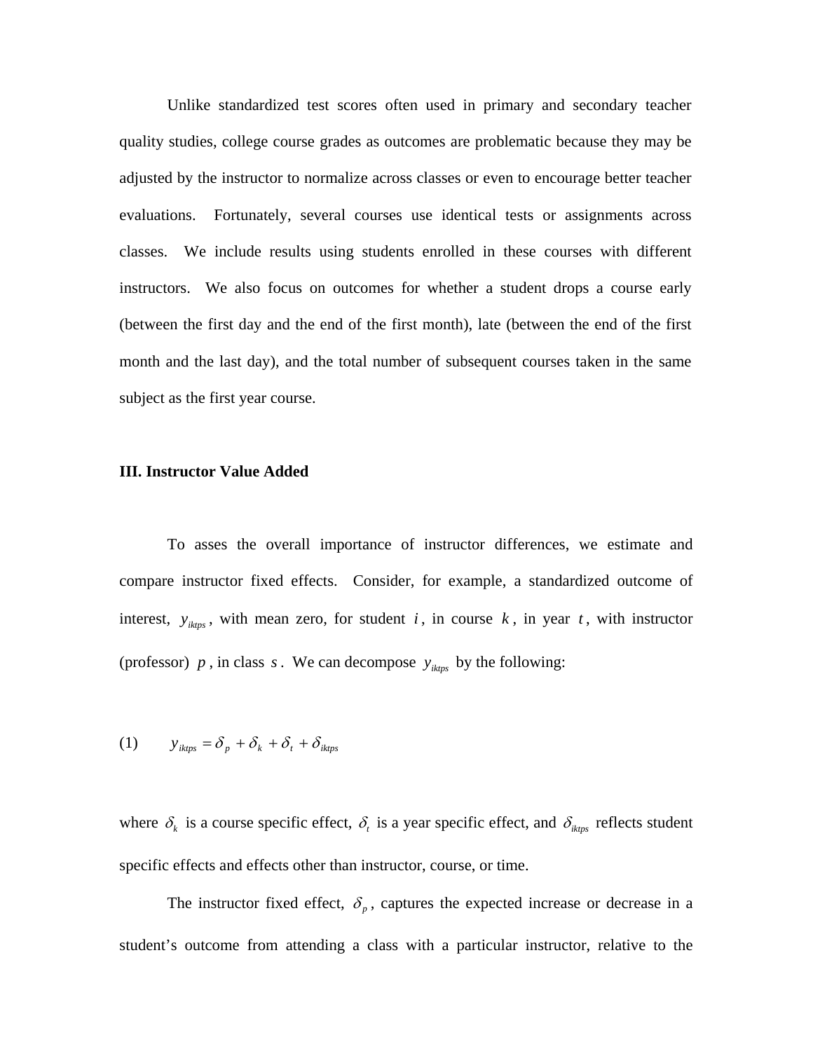Unlike standardized test scores often used in primary and secondary teacher quality studies, college course grades as outcomes are problematic because they may be adjusted by the instructor to normalize across classes or even to encourage better teacher evaluations. Fortunately, several courses use identical tests or assignments across classes. We include results using students enrolled in these courses with different instructors. We also focus on outcomes for whether a student drops a course early (between the first day and the end of the first month), late (between the end of the first month and the last day), and the total number of subsequent courses taken in the same subject as the first year course.

## III. Instructor Value Added

To asses the overall importance of instructor differences, we estimate and compare instructor fixed effects. Consider, for example, a standardized outcome of interest, $y_{iktps}$, with mean zero, for student $i$, in course $k$, in year $t$, with instructor (professor) $p$, in class $s$. We can decompose $y_{iktps}$ by the following:

$$(1) \qquad y_{iktps} = \delta_p + \delta_k + \delta_t + \delta_{iktps}$$

where $\delta_k$ is a course specific effect, $\delta_t$ is a year specific effect, and $\delta_{iktps}$ reflects student specific effects and effects other than instructor, course, or time.

The instructor fixed effect, $\delta_p$, captures the expected increase or decrease in a student's outcome from attending a class with a particular instructor, relative to the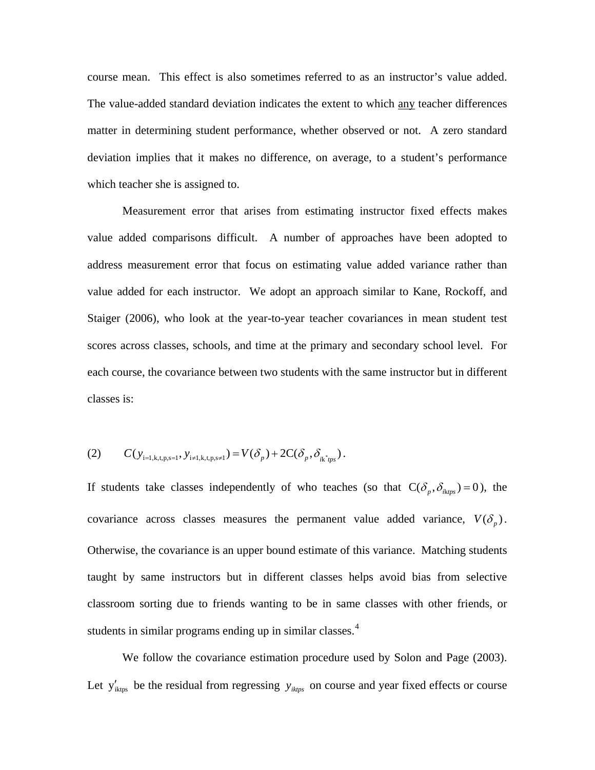course mean. This effect is also sometimes referred to as an instructor's value added. The value-added standard deviation indicates the extent to which <u>any</u> teacher differences matter in determining student performance, whether observed or not. A zero standard deviation implies that it makes no difference, on average, to a student's performance which teacher she is assigned to.

Measurement error that arises from estimating instructor fixed effects makes value added comparisons difficult. A number of approaches have been adopted to address measurement error that focus on estimating value added variance rather than value added for each instructor. We adopt an approach similar to Kane, Rockoff, and Staiger (2006), who look at the year-to-year teacher covariances in mean student test scores across classes, schools, and time at the primary and secondary school level. For each course, the covariance between two students with the same instructor but in different classes is:

$$(2) \qquad C(y_{\mathrm{i=1,k,t,p,s=1}}, y_{\mathrm{i\neq 1,k,t,p,s\neq 1}}) = V(\delta_p) + 2\mathrm{C}(\delta_p, \delta_{\mathrm{ik^*}tps}) .$$

If students take classes independently of who teaches (so that $\mathrm{C}(\delta_p, \delta_{iktps}) = 0$), the covariance across classes measures the permanent value added variance, $V(\delta_p)$. Otherwise, the covariance is an upper bound estimate of this variance. Matching students taught by same instructors but in different classes helps avoid bias from selective classroom sorting due to friends wanting to be in same classes with other friends, or students in similar programs ending up in similar classes.[4]

We follow the covariance estimation procedure used by Solon and Page (2003). Let $\mathrm{y}'_{\mathrm{iktps}}$ be the residual from regressing $y_{iktps}$ on course and year fixed effects or course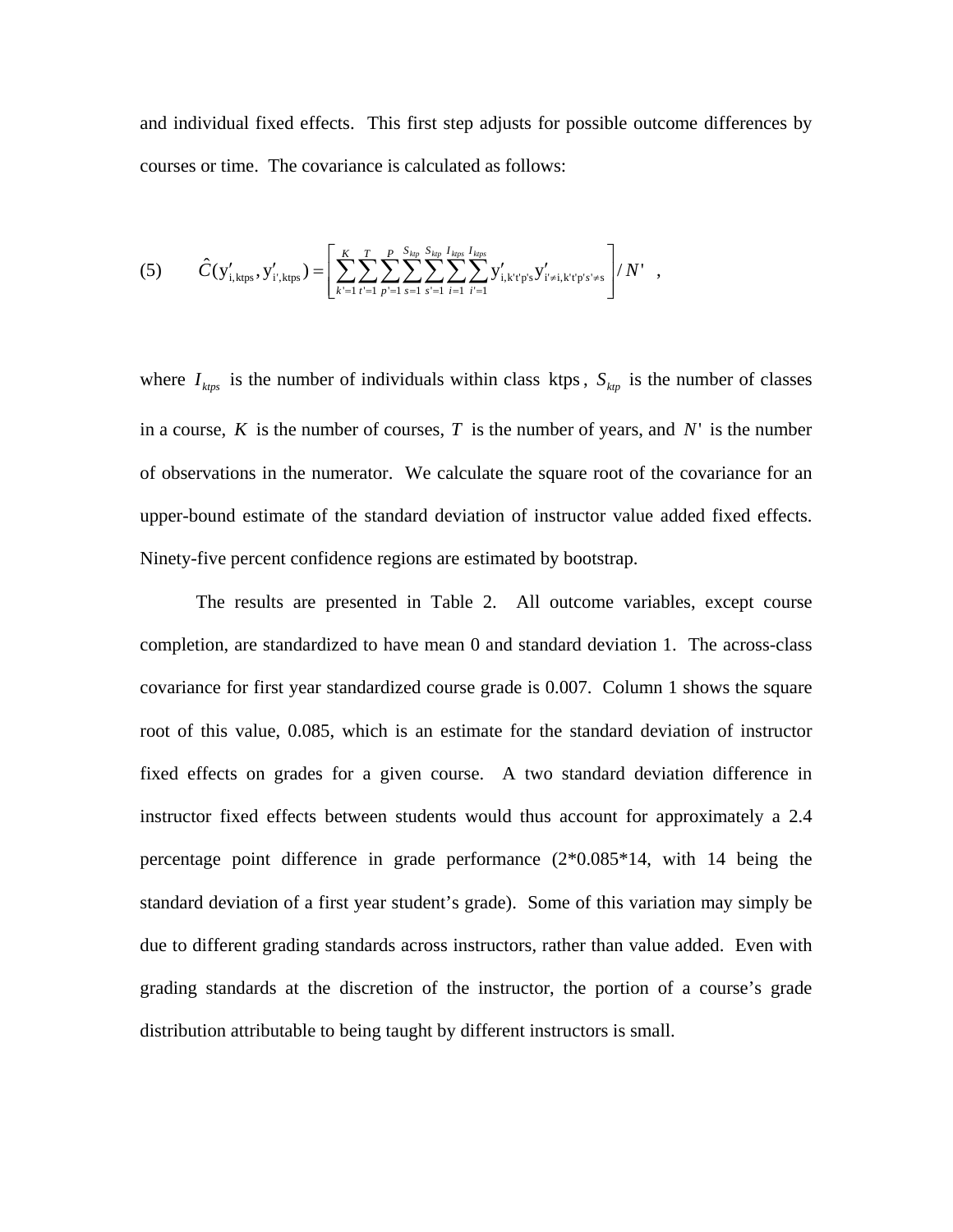and individual fixed effects. This first step adjusts for possible outcome differences by courses or time. The covariance is calculated as follows:

$$\text{(5)} \qquad \hat{C}(\mathrm{y}'_{\mathrm{i,ktps}}, \mathrm{y}'_{\mathrm{i',ktps}}) = \left[ \sum_{k'=1}^{K} \sum_{t'=1}^{T} \sum_{p'=1}^{P} \sum_{s=1}^{S_{ktp}} \sum_{s'=1}^{S_{ktp}} \sum_{i=1}^{I_{ktps}} \sum_{i'=1}^{I_{ktps}} \mathrm{y}'_{\mathrm{i,k't'p's}} \mathrm{y}'_{\mathrm{i' \neq i,k't'p's' \neq s}} \right] / N' \quad ,$$

where $I_{ktps}$ is the number of individuals within class $\mathrm{ktps}$, $S_{ktp}$ is the number of classes in a course, $K$ is the number of courses, $T$ is the number of years, and $N'$ is the number of observations in the numerator. We calculate the square root of the covariance for an upper-bound estimate of the standard deviation of instructor value added fixed effects. Ninety-five percent confidence regions are estimated by bootstrap.

The results are presented in Table 2. All outcome variables, except course completion, are standardized to have mean 0 and standard deviation 1. The across-class covariance for first year standardized course grade is 0.007. Column 1 shows the square root of this value, 0.085, which is an estimate for the standard deviation of instructor fixed effects on grades for a given course. A two standard deviation difference in instructor fixed effects between students would thus account for approximately a 2.4 percentage point difference in grade performance (2*0.085*14, with 14 being the standard deviation of a first year student's grade). Some of this variation may simply be due to different grading standards across instructors, rather than value added. Even with grading standards at the discretion of the instructor, the portion of a course's grade distribution attributable to being taught by different instructors is small.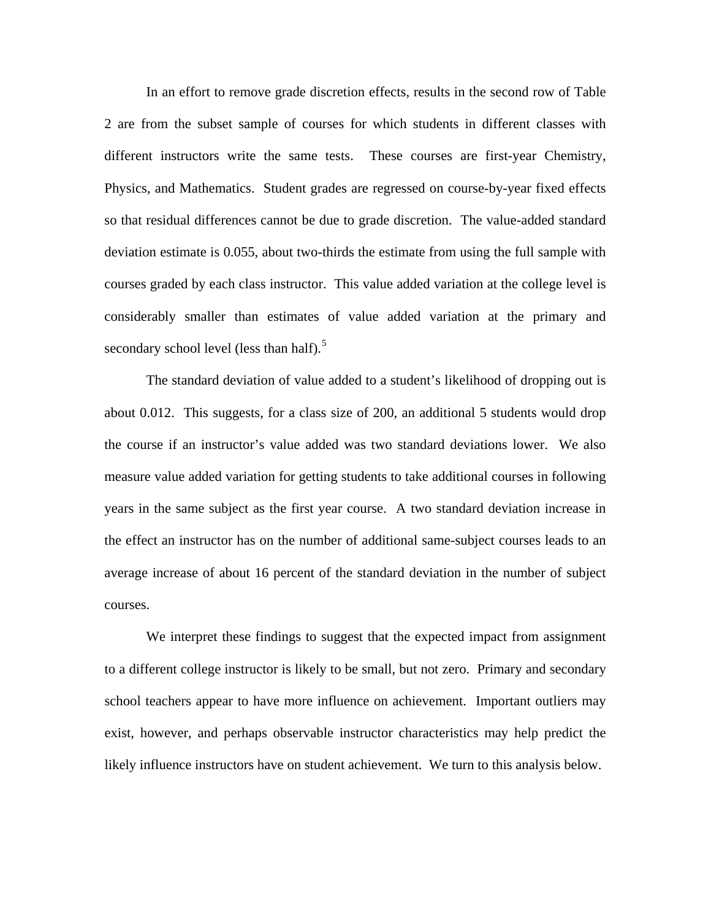In an effort to remove grade discretion effects, results in the second row of Table 2 are from the subset sample of courses for which students in different classes with different instructors write the same tests. These courses are first-year Chemistry, Physics, and Mathematics. Student grades are regressed on course-by-year fixed effects so that residual differences cannot be due to grade discretion. The value-added standard deviation estimate is 0.055, about two-thirds the estimate from using the full sample with courses graded by each class instructor. This value added variation at the college level is considerably smaller than estimates of value added variation at the primary and secondary school level (less than half).[5]

The standard deviation of value added to a student's likelihood of dropping out is about 0.012. This suggests, for a class size of 200, an additional 5 students would drop the course if an instructor's value added was two standard deviations lower. We also measure value added variation for getting students to take additional courses in following years in the same subject as the first year course. A two standard deviation increase in the effect an instructor has on the number of additional same-subject courses leads to an average increase of about 16 percent of the standard deviation in the number of subject courses.

We interpret these findings to suggest that the expected impact from assignment to a different college instructor is likely to be small, but not zero. Primary and secondary school teachers appear to have more influence on achievement. Important outliers may exist, however, and perhaps observable instructor characteristics may help predict the likely influence instructors have on student achievement. We turn to this analysis below.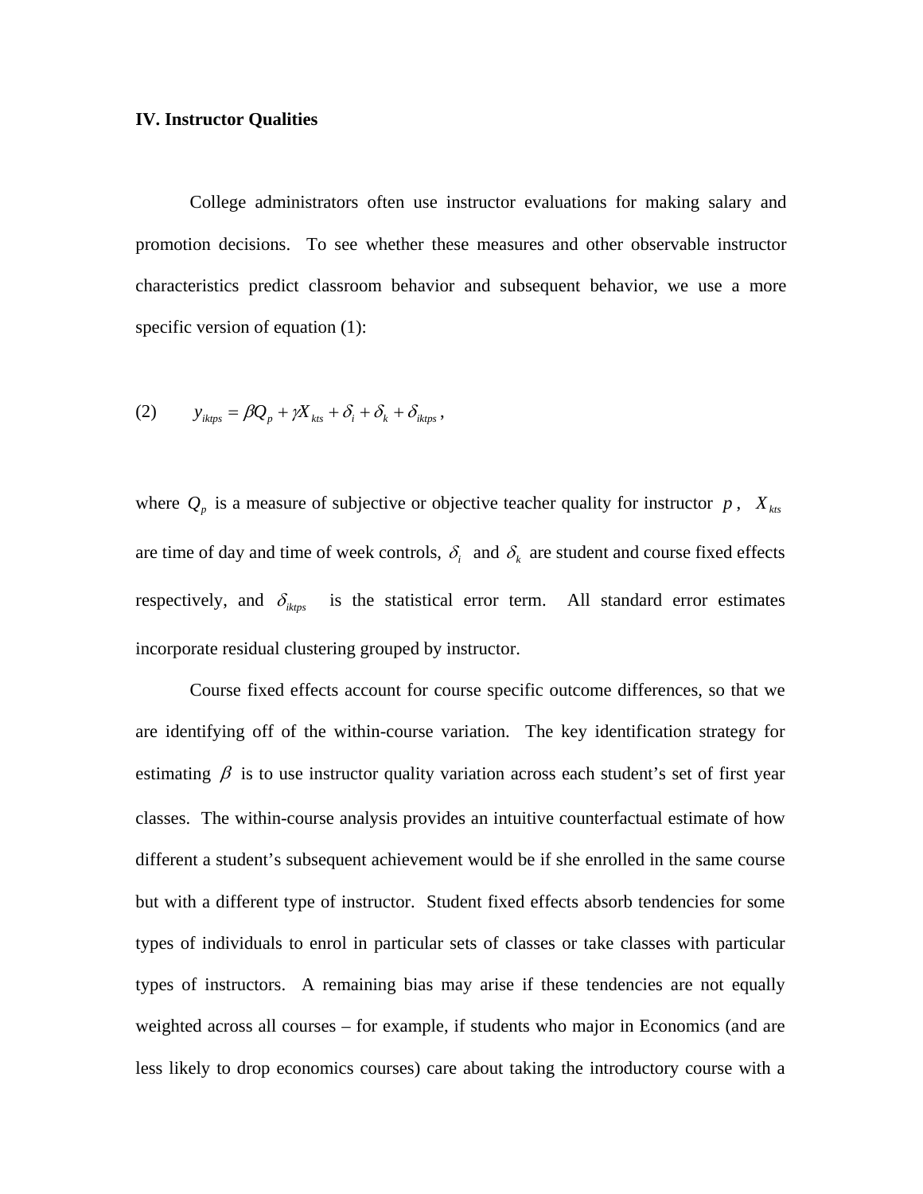## IV. Instructor Qualities

College administrators often use instructor evaluations for making salary and promotion decisions. To see whether these measures and other observable instructor characteristics predict classroom behavior and subsequent behavior, we use a more specific version of equation (1):

$$(2) \qquad y_{iktps} = \beta Q_p + \gamma X_{kts} + \delta_i + \delta_k + \delta_{iktps} ,$$

where $Q_p$ is a measure of subjective or objective teacher quality for instructor $p$, $X_{kts}$ are time of day and time of week controls, $\delta_i$ and $\delta_k$ are student and course fixed effects respectively, and $\delta_{iktps}$ is the statistical error term. All standard error estimates incorporate residual clustering grouped by instructor.

Course fixed effects account for course specific outcome differences, so that we are identifying off of the within-course variation. The key identification strategy for estimating $\beta$ is to use instructor quality variation across each student's set of first year classes. The within-course analysis provides an intuitive counterfactual estimate of how different a student's subsequent achievement would be if she enrolled in the same course but with a different type of instructor. Student fixed effects absorb tendencies for some types of individuals to enrol in particular sets of classes or take classes with particular types of instructors. A remaining bias may arise if these tendencies are not equally weighted across all courses – for example, if students who major in Economics (and are less likely to drop economics courses) care about taking the introductory course with a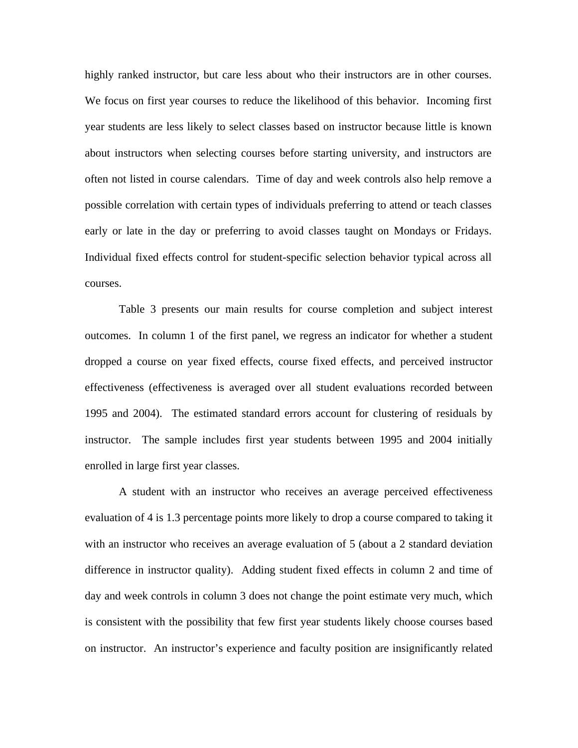highly ranked instructor, but care less about who their instructors are in other courses. We focus on first year courses to reduce the likelihood of this behavior. Incoming first year students are less likely to select classes based on instructor because little is known about instructors when selecting courses before starting university, and instructors are often not listed in course calendars. Time of day and week controls also help remove a possible correlation with certain types of individuals preferring to attend or teach classes early or late in the day or preferring to avoid classes taught on Mondays or Fridays. Individual fixed effects control for student-specific selection behavior typical across all courses.

Table 3 presents our main results for course completion and subject interest outcomes. In column 1 of the first panel, we regress an indicator for whether a student dropped a course on year fixed effects, course fixed effects, and perceived instructor effectiveness (effectiveness is averaged over all student evaluations recorded between 1995 and 2004). The estimated standard errors account for clustering of residuals by instructor. The sample includes first year students between 1995 and 2004 initially enrolled in large first year classes.

A student with an instructor who receives an average perceived effectiveness evaluation of 4 is 1.3 percentage points more likely to drop a course compared to taking it with an instructor who receives an average evaluation of 5 (about a 2 standard deviation difference in instructor quality). Adding student fixed effects in column 2 and time of day and week controls in column 3 does not change the point estimate very much, which is consistent with the possibility that few first year students likely choose courses based on instructor. An instructor's experience and faculty position are insignificantly related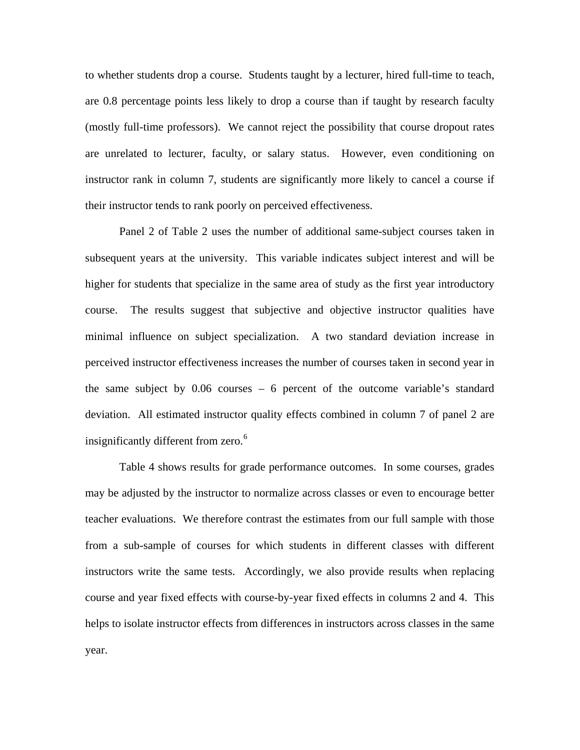to whether students drop a course. Students taught by a lecturer, hired full-time to teach, are 0.8 percentage points less likely to drop a course than if taught by research faculty (mostly full-time professors). We cannot reject the possibility that course dropout rates are unrelated to lecturer, faculty, or salary status. However, even conditioning on instructor rank in column 7, students are significantly more likely to cancel a course if their instructor tends to rank poorly on perceived effectiveness.

Panel 2 of Table 2 uses the number of additional same-subject courses taken in subsequent years at the university. This variable indicates subject interest and will be higher for students that specialize in the same area of study as the first year introductory course. The results suggest that subjective and objective instructor qualities have minimal influence on subject specialization. A two standard deviation increase in perceived instructor effectiveness increases the number of courses taken in second year in the same subject by 0.06 courses – 6 percent of the outcome variable's standard deviation. All estimated instructor quality effects combined in column 7 of panel 2 are insignificantly different from zero.[6]

Table 4 shows results for grade performance outcomes. In some courses, grades may be adjusted by the instructor to normalize across classes or even to encourage better teacher evaluations. We therefore contrast the estimates from our full sample with those from a sub-sample of courses for which students in different classes with different instructors write the same tests. Accordingly, we also provide results when replacing course and year fixed effects with course-by-year fixed effects in columns 2 and 4. This helps to isolate instructor effects from differences in instructors across classes in the same year.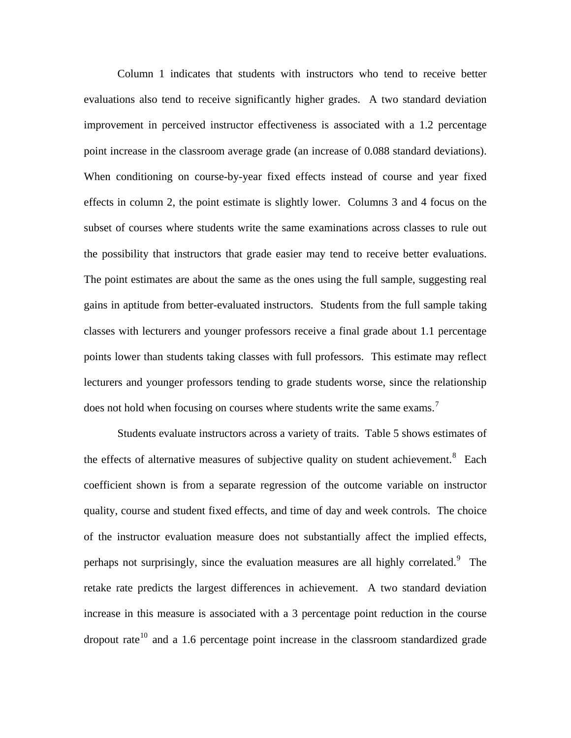Column 1 indicates that students with instructors who tend to receive better evaluations also tend to receive significantly higher grades. A two standard deviation improvement in perceived instructor effectiveness is associated with a 1.2 percentage point increase in the classroom average grade (an increase of 0.088 standard deviations). When conditioning on course-by-year fixed effects instead of course and year fixed effects in column 2, the point estimate is slightly lower. Columns 3 and 4 focus on the subset of courses where students write the same examinations across classes to rule out the possibility that instructors that grade easier may tend to receive better evaluations. The point estimates are about the same as the ones using the full sample, suggesting real gains in aptitude from better-evaluated instructors. Students from the full sample taking classes with lecturers and younger professors receive a final grade about 1.1 percentage points lower than students taking classes with full professors. This estimate may reflect lecturers and younger professors tending to grade students worse, since the relationship does not hold when focusing on courses where students write the same exams.[7]

Students evaluate instructors across a variety of traits. Table 5 shows estimates of the effects of alternative measures of subjective quality on student achievement.[8] Each coefficient shown is from a separate regression of the outcome variable on instructor quality, course and student fixed effects, and time of day and week controls. The choice of the instructor evaluation measure does not substantially affect the implied effects, perhaps not surprisingly, since the evaluation measures are all highly correlated.[9] The retake rate predicts the largest differences in achievement. A two standard deviation increase in this measure is associated with a 3 percentage point reduction in the course dropout rate[10] and a 1.6 percentage point increase in the classroom standardized grade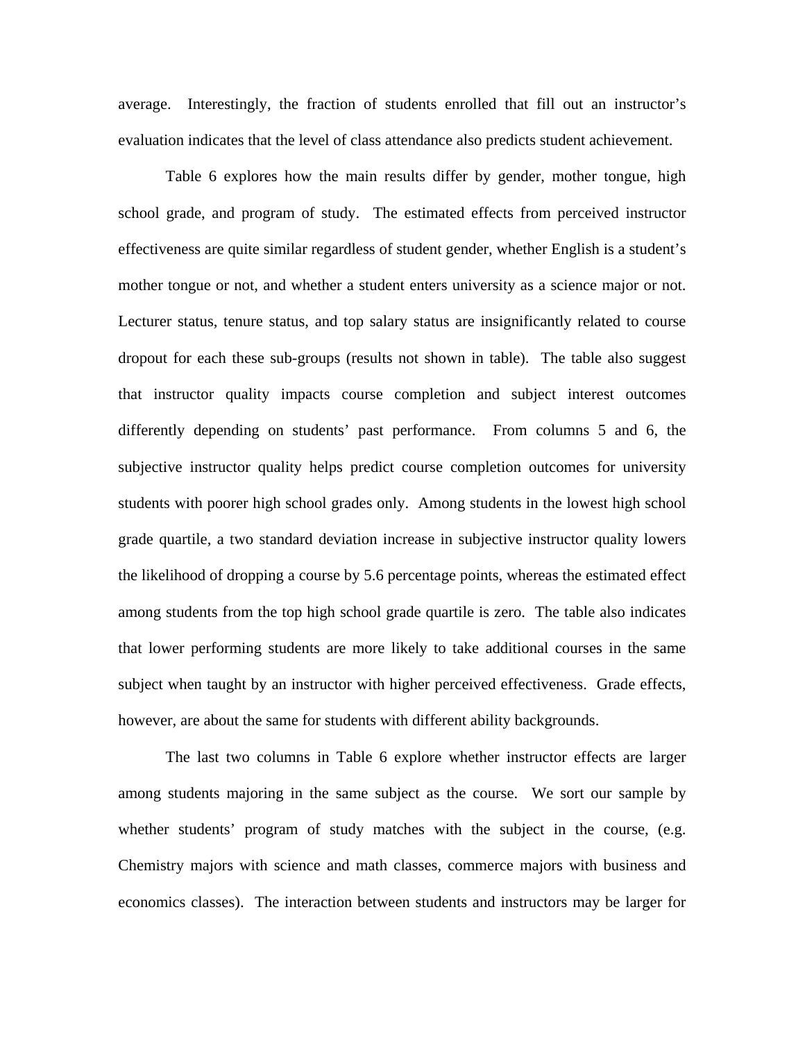average. Interestingly, the fraction of students enrolled that fill out an instructor's evaluation indicates that the level of class attendance also predicts student achievement.

Table 6 explores how the main results differ by gender, mother tongue, high school grade, and program of study. The estimated effects from perceived instructor effectiveness are quite similar regardless of student gender, whether English is a student's mother tongue or not, and whether a student enters university as a science major or not. Lecturer status, tenure status, and top salary status are insignificantly related to course dropout for each these sub-groups (results not shown in table). The table also suggest that instructor quality impacts course completion and subject interest outcomes differently depending on students' past performance. From columns 5 and 6, the subjective instructor quality helps predict course completion outcomes for university students with poorer high school grades only. Among students in the lowest high school grade quartile, a two standard deviation increase in subjective instructor quality lowers the likelihood of dropping a course by 5.6 percentage points, whereas the estimated effect among students from the top high school grade quartile is zero. The table also indicates that lower performing students are more likely to take additional courses in the same subject when taught by an instructor with higher perceived effectiveness. Grade effects, however, are about the same for students with different ability backgrounds.

The last two columns in Table 6 explore whether instructor effects are larger among students majoring in the same subject as the course. We sort our sample by whether students' program of study matches with the subject in the course, (e.g. Chemistry majors with science and math classes, commerce majors with business and economics classes). The interaction between students and instructors may be larger for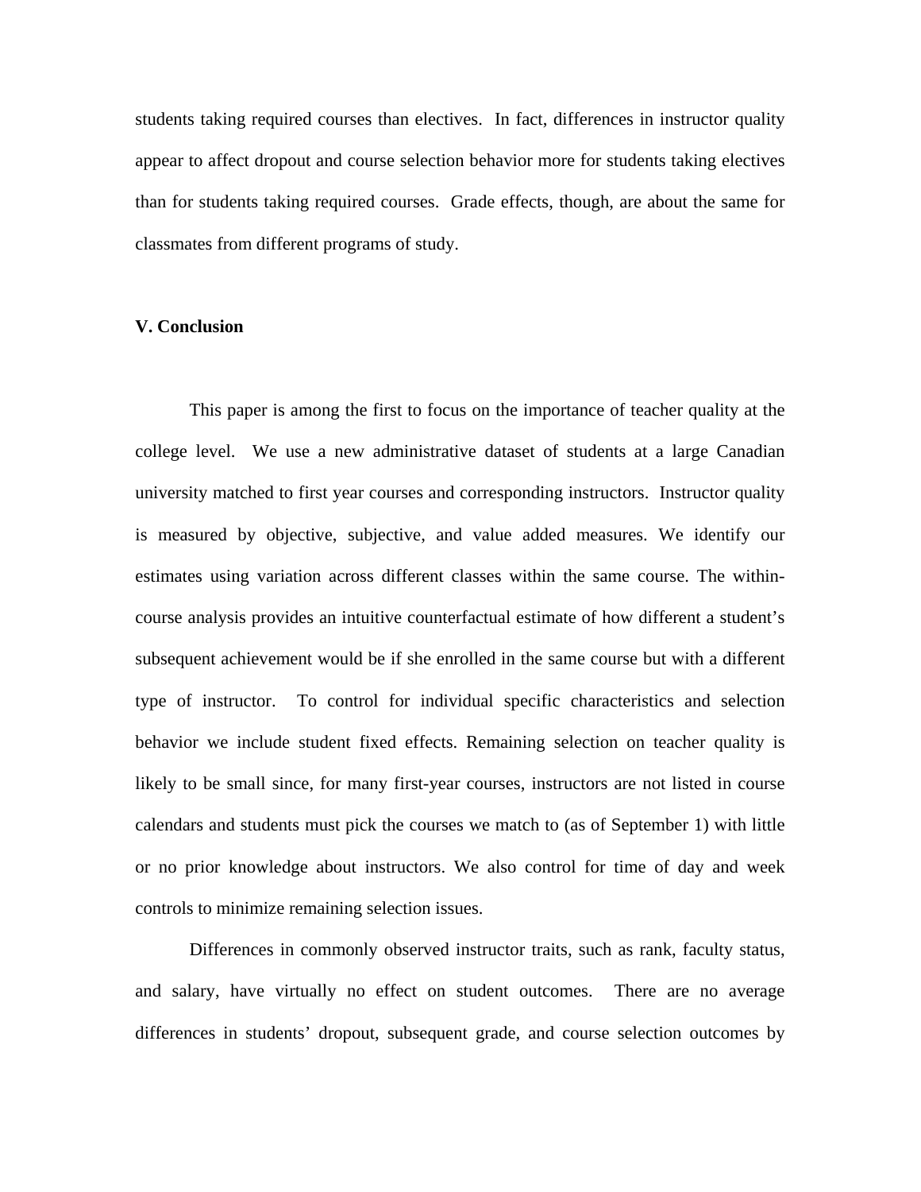students taking required courses than electives. In fact, differences in instructor quality appear to affect dropout and course selection behavior more for students taking electives than for students taking required courses. Grade effects, though, are about the same for classmates from different programs of study.

## V. Conclusion

This paper is among the first to focus on the importance of teacher quality at the college level. We use a new administrative dataset of students at a large Canadian university matched to first year courses and corresponding instructors. Instructor quality is measured by objective, subjective, and value added measures. We identify our estimates using variation across different classes within the same course. The within-course analysis provides an intuitive counterfactual estimate of how different a student's subsequent achievement would be if she enrolled in the same course but with a different type of instructor. To control for individual specific characteristics and selection behavior we include student fixed effects. Remaining selection on teacher quality is likely to be small since, for many first-year courses, instructors are not listed in course calendars and students must pick the courses we match to (as of September 1) with little or no prior knowledge about instructors. We also control for time of day and week controls to minimize remaining selection issues.

Differences in commonly observed instructor traits, such as rank, faculty status, and salary, have virtually no effect on student outcomes. There are no average differences in students' dropout, subsequent grade, and course selection outcomes by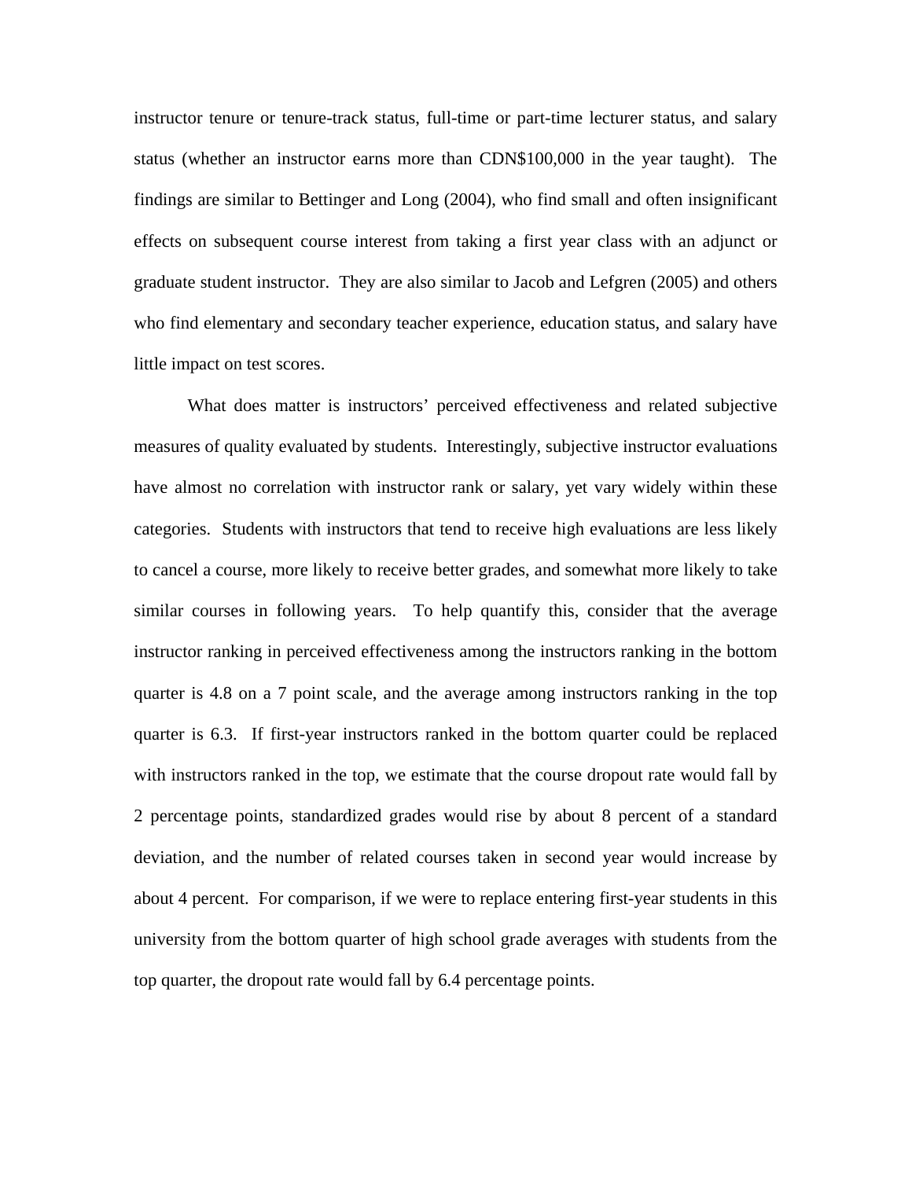instructor tenure or tenure-track status, full-time or part-time lecturer status, and salary status (whether an instructor earns more than CDN$100,000 in the year taught). The findings are similar to Bettinger and Long (2004), who find small and often insignificant effects on subsequent course interest from taking a first year class with an adjunct or graduate student instructor. They are also similar to Jacob and Lefgren (2005) and others who find elementary and secondary teacher experience, education status, and salary have little impact on test scores.

What does matter is instructors' perceived effectiveness and related subjective measures of quality evaluated by students. Interestingly, subjective instructor evaluations have almost no correlation with instructor rank or salary, yet vary widely within these categories. Students with instructors that tend to receive high evaluations are less likely to cancel a course, more likely to receive better grades, and somewhat more likely to take similar courses in following years. To help quantify this, consider that the average instructor ranking in perceived effectiveness among the instructors ranking in the bottom quarter is 4.8 on a 7 point scale, and the average among instructors ranking in the top quarter is 6.3. If first-year instructors ranked in the bottom quarter could be replaced with instructors ranked in the top, we estimate that the course dropout rate would fall by 2 percentage points, standardized grades would rise by about 8 percent of a standard deviation, and the number of related courses taken in second year would increase by about 4 percent. For comparison, if we were to replace entering first-year students in this university from the bottom quarter of high school grade averages with students from the top quarter, the dropout rate would fall by 6.4 percentage points.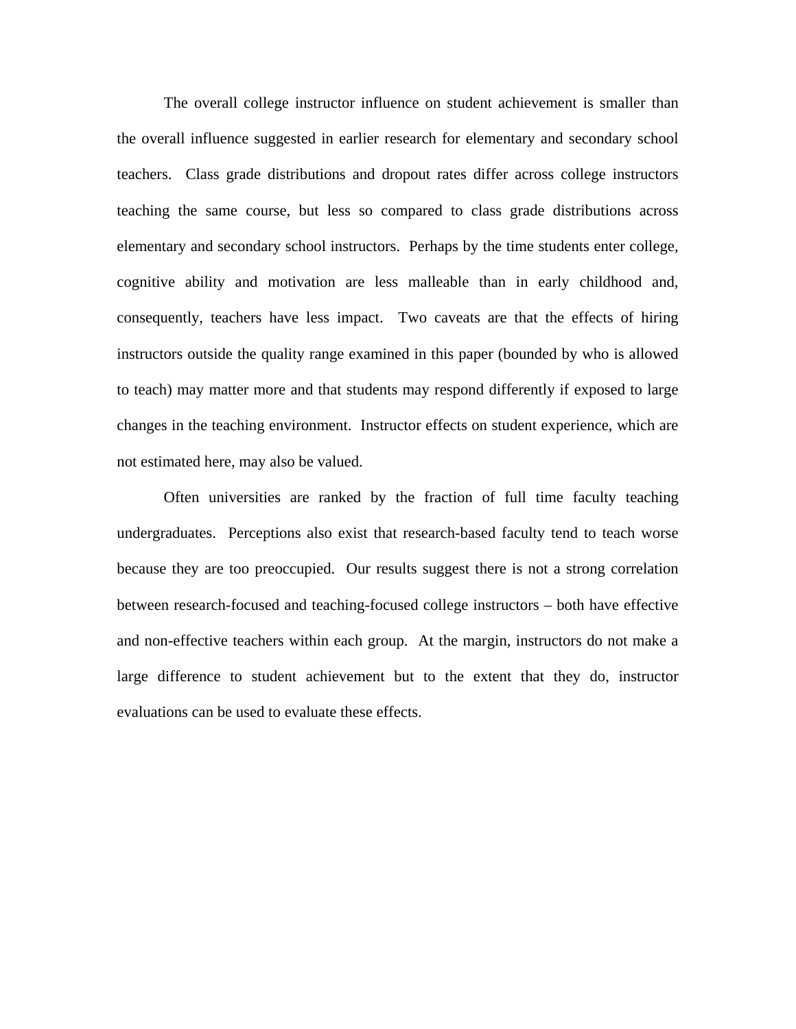The overall college instructor influence on student achievement is smaller than the overall influence suggested in earlier research for elementary and secondary school teachers. Class grade distributions and dropout rates differ across college instructors teaching the same course, but less so compared to class grade distributions across elementary and secondary school instructors. Perhaps by the time students enter college, cognitive ability and motivation are less malleable than in early childhood and, consequently, teachers have less impact. Two caveats are that the effects of hiring instructors outside the quality range examined in this paper (bounded by who is allowed to teach) may matter more and that students may respond differently if exposed to large changes in the teaching environment. Instructor effects on student experience, which are not estimated here, may also be valued.

Often universities are ranked by the fraction of full time faculty teaching undergraduates. Perceptions also exist that research-based faculty tend to teach worse because they are too preoccupied. Our results suggest there is not a strong correlation between research-focused and teaching-focused college instructors – both have effective and non-effective teachers within each group. At the margin, instructors do not make a large difference to student achievement but to the extent that they do, instructor evaluations can be used to evaluate these effects.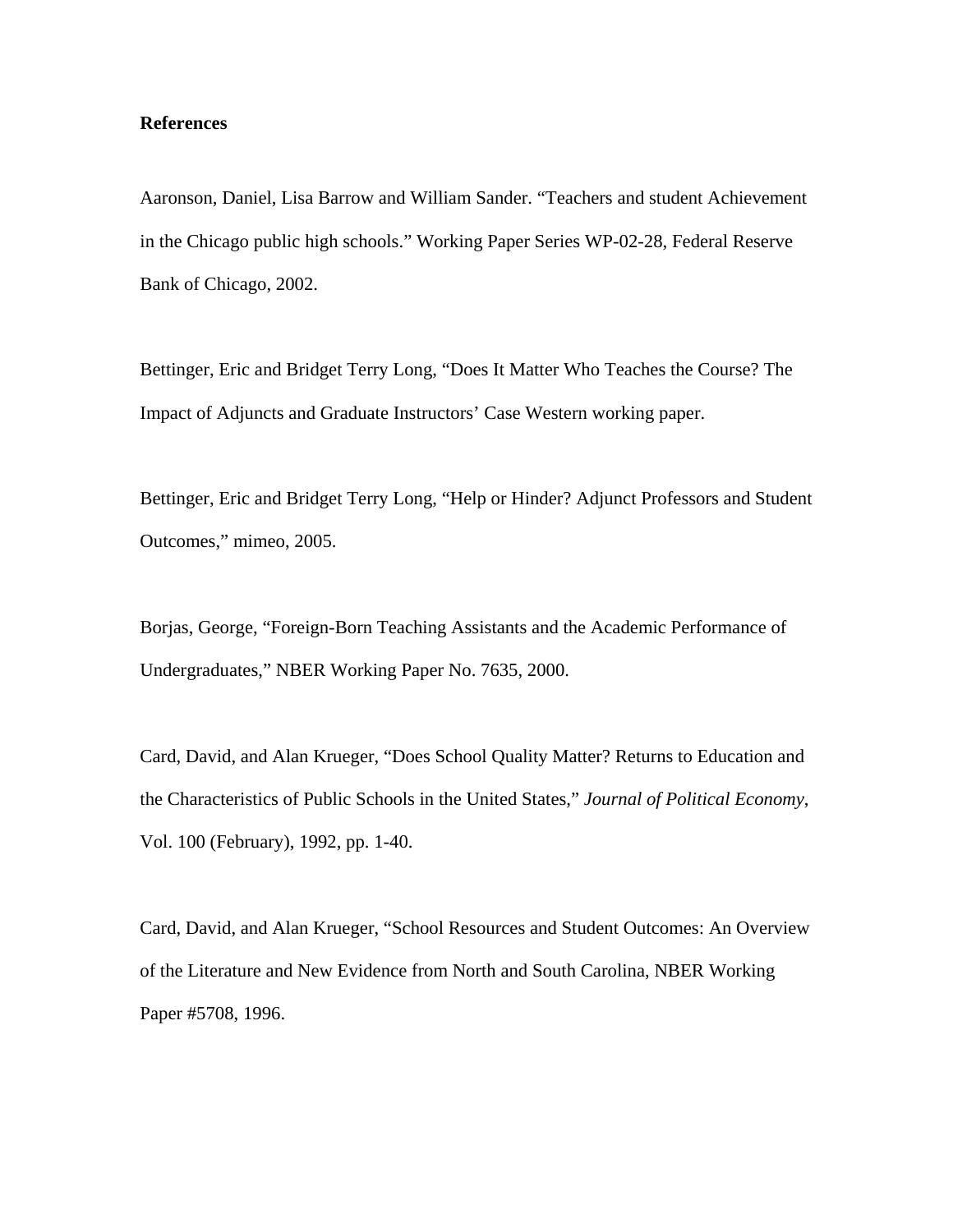**References**

Aaronson, Daniel, Lisa Barrow and William Sander. “Teachers and student Achievement in the Chicago public high schools.” Working Paper Series WP-02-28, Federal Reserve Bank of Chicago, 2002.

Bettinger, Eric and Bridget Terry Long, “Does It Matter Who Teaches the Course? The Impact of Adjuncts and Graduate Instructors’ Case Western working paper.

Bettinger, Eric and Bridget Terry Long, “Help or Hinder? Adjunct Professors and Student Outcomes,” mimeo, 2005.

Borjas, George, “Foreign-Born Teaching Assistants and the Academic Performance of Undergraduates,” NBER Working Paper No. 7635, 2000.

Card, David, and Alan Krueger, “Does School Quality Matter? Returns to Education and the Characteristics of Public Schools in the United States,” *Journal of Political Economy*, Vol. 100 (February), 1992, pp. 1-40.

Card, David, and Alan Krueger, “School Resources and Student Outcomes: An Overview of the Literature and New Evidence from North and South Carolina, NBER Working Paper #5708, 1996.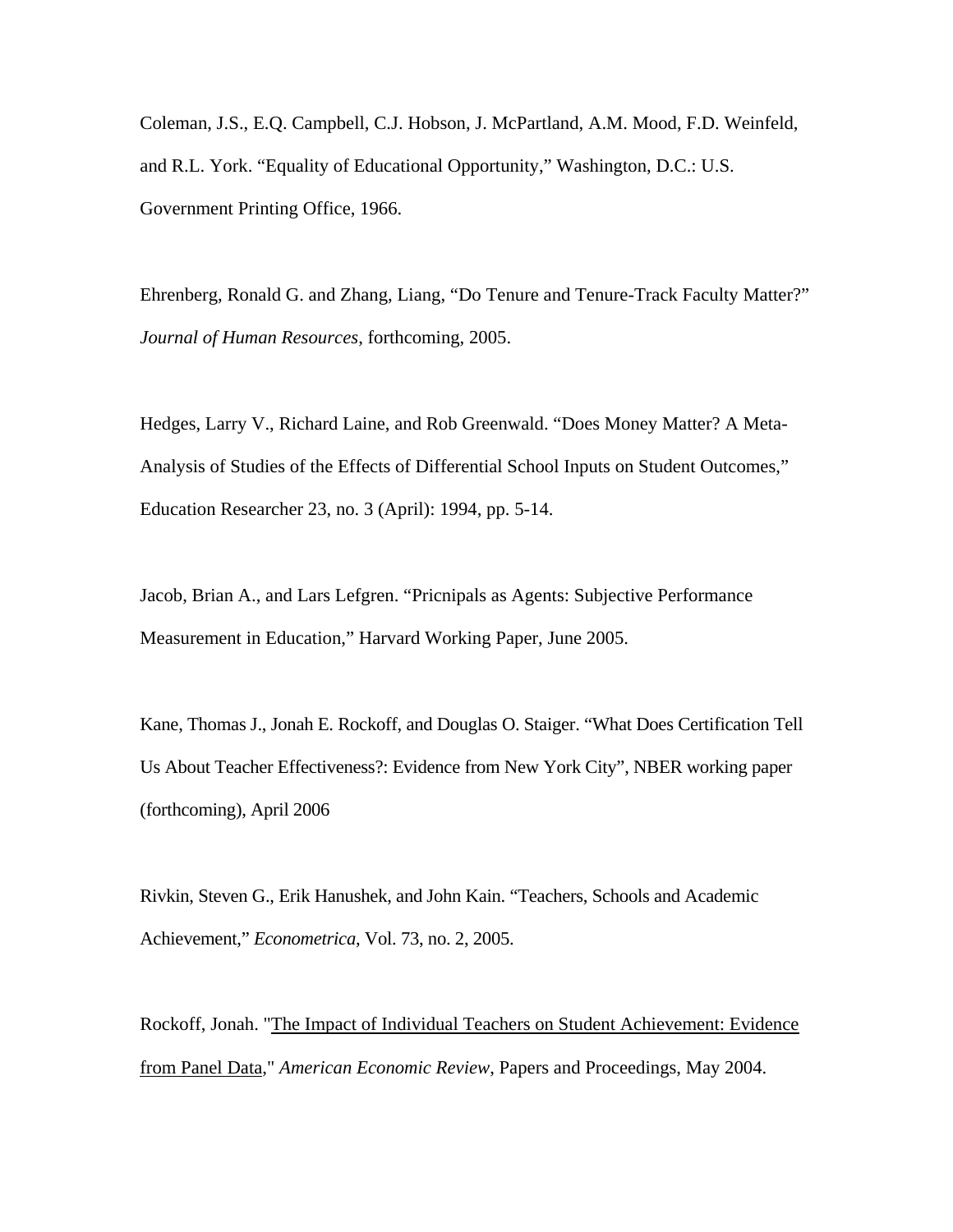Coleman, J.S., E.Q. Campbell, C.J. Hobson, J. McPartland, A.M. Mood, F.D. Weinfeld, and R.L. York. "Equality of Educational Opportunity," Washington, D.C.: U.S. Government Printing Office, 1966.

Ehrenberg, Ronald G. and Zhang, Liang, "Do Tenure and Tenure-Track Faculty Matter?" *Journal of Human Resources*, forthcoming, 2005.

Hedges, Larry V., Richard Laine, and Rob Greenwald. "Does Money Matter? A Meta-Analysis of Studies of the Effects of Differential School Inputs on Student Outcomes," Education Researcher 23, no. 3 (April): 1994, pp. 5-14.

Jacob, Brian A., and Lars Lefgren. "Pricnipals as Agents: Subjective Performance Measurement in Education," Harvard Working Paper, June 2005.

Kane, Thomas J., Jonah E. Rockoff, and Douglas O. Staiger. "What Does Certification Tell Us About Teacher Effectiveness?: Evidence from New York City", NBER working paper (forthcoming), April 2006

Rivkin, Steven G., Erik Hanushek, and John Kain. "Teachers, Schools and Academic Achievement," *Econometrica*, Vol. 73, no. 2, 2005.

Rockoff, Jonah. "The Impact of Individual Teachers on Student Achievement: Evidence from Panel Data," *American Economic Review*, Papers and Proceedings, May 2004.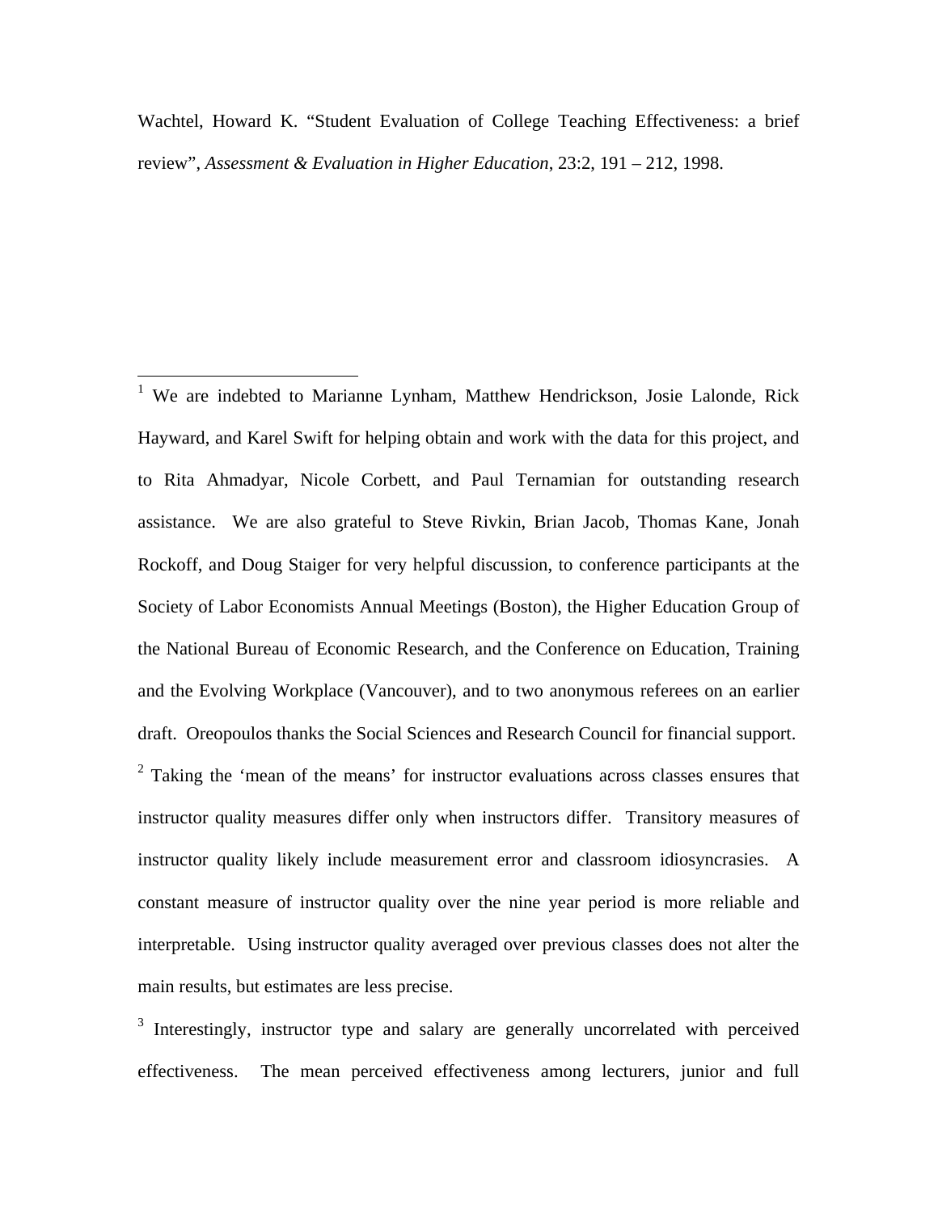Wachtel, Howard K. "Student Evaluation of College Teaching Effectiveness: a brief review", *Assessment & Evaluation in Higher Education*, 23:2, 191 – 212, 1998.

---

[1] We are indebted to Marianne Lynham, Matthew Hendrickson, Josie Lalonde, Rick Hayward, and Karel Swift for helping obtain and work with the data for this project, and to Rita Ahmadyar, Nicole Corbett, and Paul Ternamian for outstanding research assistance. We are also grateful to Steve Rivkin, Brian Jacob, Thomas Kane, Jonah Rockoff, and Doug Staiger for very helpful discussion, to conference participants at the Society of Labor Economists Annual Meetings (Boston), the Higher Education Group of the National Bureau of Economic Research, and the Conference on Education, Training and the Evolving Workplace (Vancouver), and to two anonymous referees on an earlier draft. Oreopoulos thanks the Social Sciences and Research Council for financial support.

[2] Taking the 'mean of the means' for instructor evaluations across classes ensures that instructor quality measures differ only when instructors differ. Transitory measures of instructor quality likely include measurement error and classroom idiosyncrasies. A constant measure of instructor quality over the nine year period is more reliable and interpretable. Using instructor quality averaged over previous classes does not alter the main results, but estimates are less precise.

[3] Interestingly, instructor type and salary are generally uncorrelated with perceived effectiveness. The mean perceived effectiveness among lecturers, junior and full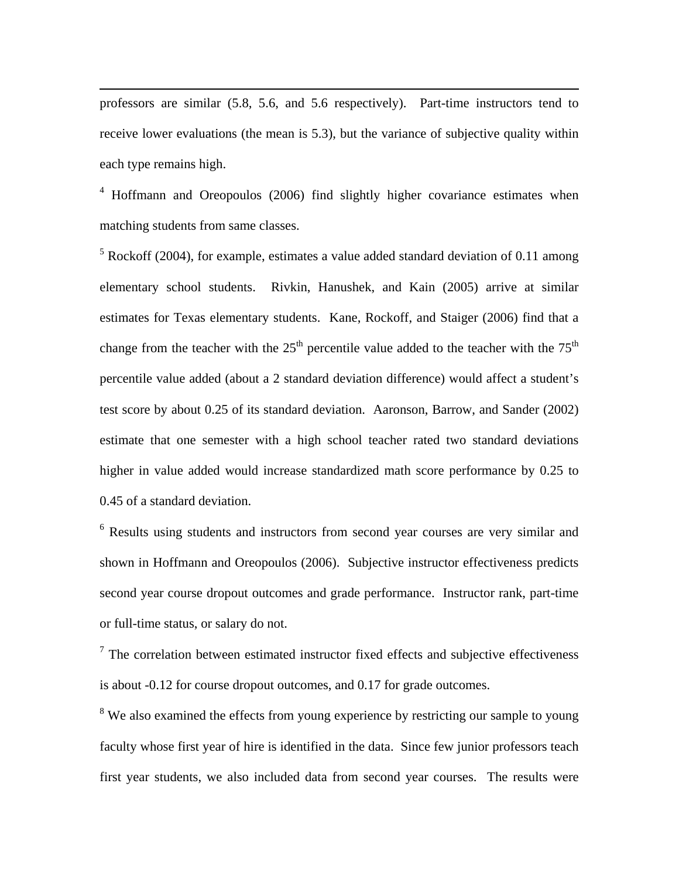professors are similar (5.8, 5.6, and 5.6 respectively). Part-time instructors tend to receive lower evaluations (the mean is 5.3), but the variance of subjective quality within each type remains high.

[4] Hoffmann and Oreopoulos (2006) find slightly higher covariance estimates when matching students from same classes.

[5] Rockoff (2004), for example, estimates a value added standard deviation of 0.11 among elementary school students. Rivkin, Hanushek, and Kain (2005) arrive at similar estimates for Texas elementary students. Kane, Rockoff, and Staiger (2006) find that a change from the teacher with the 25th percentile value added to the teacher with the 75th percentile value added (about a 2 standard deviation difference) would affect a student's test score by about 0.25 of its standard deviation. Aaronson, Barrow, and Sander (2002) estimate that one semester with a high school teacher rated two standard deviations higher in value added would increase standardized math score performance by 0.25 to 0.45 of a standard deviation.

[6] Results using students and instructors from second year courses are very similar and shown in Hoffmann and Oreopoulos (2006). Subjective instructor effectiveness predicts second year course dropout outcomes and grade performance. Instructor rank, part-time or full-time status, or salary do not.

[7] The correlation between estimated instructor fixed effects and subjective effectiveness is about -0.12 for course dropout outcomes, and 0.17 for grade outcomes.

[8] We also examined the effects from young experience by restricting our sample to young faculty whose first year of hire is identified in the data. Since few junior professors teach first year students, we also included data from second year courses. The results were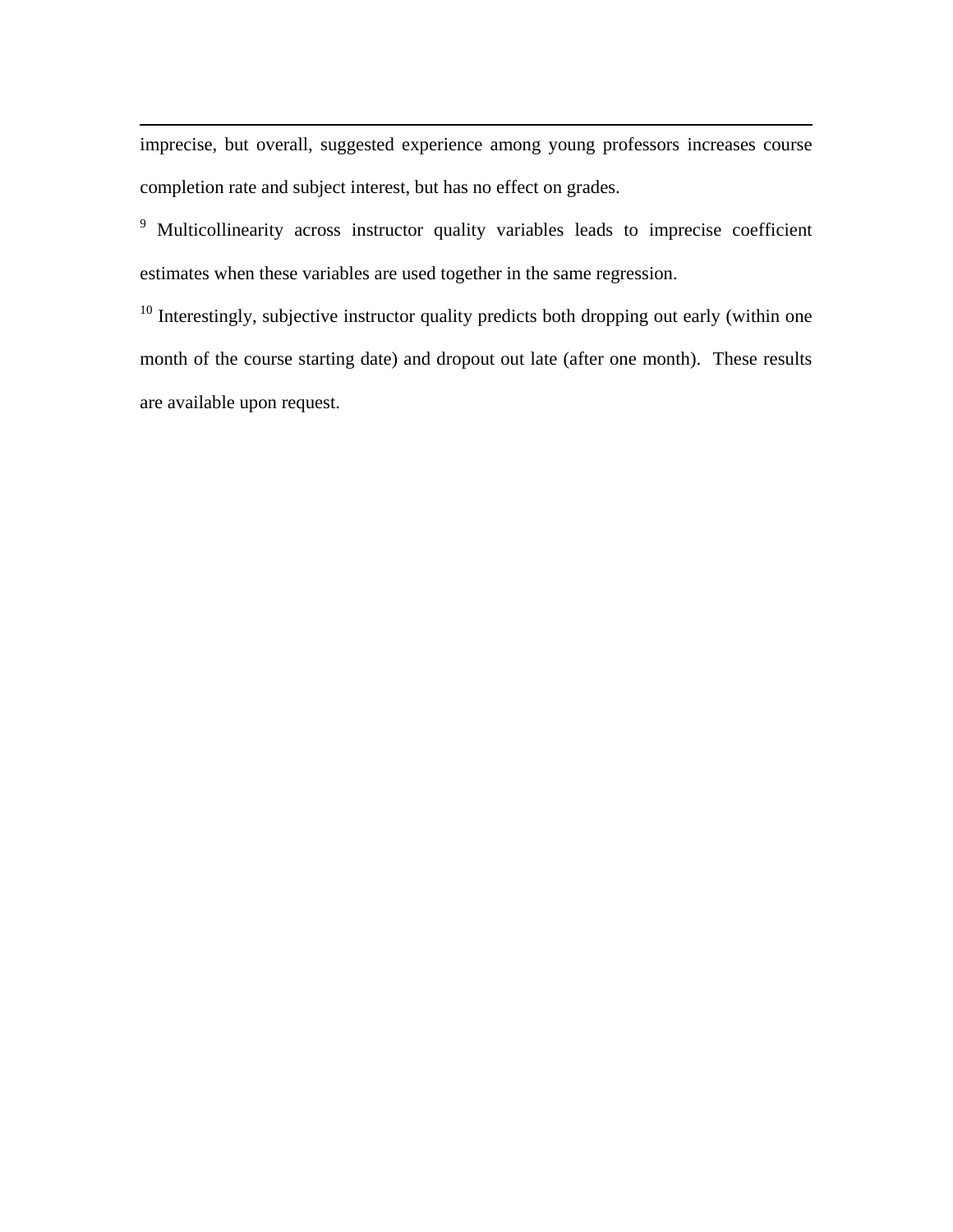imprecise, but overall, suggested experience among young professors increases course completion rate and subject interest, but has no effect on grades.

[9] Multicollinearity across instructor quality variables leads to imprecise coefficient estimates when these variables are used together in the same regression.

[10] Interestingly, subjective instructor quality predicts both dropping out early (within one month of the course starting date) and dropout out late (after one month). These results are available upon request.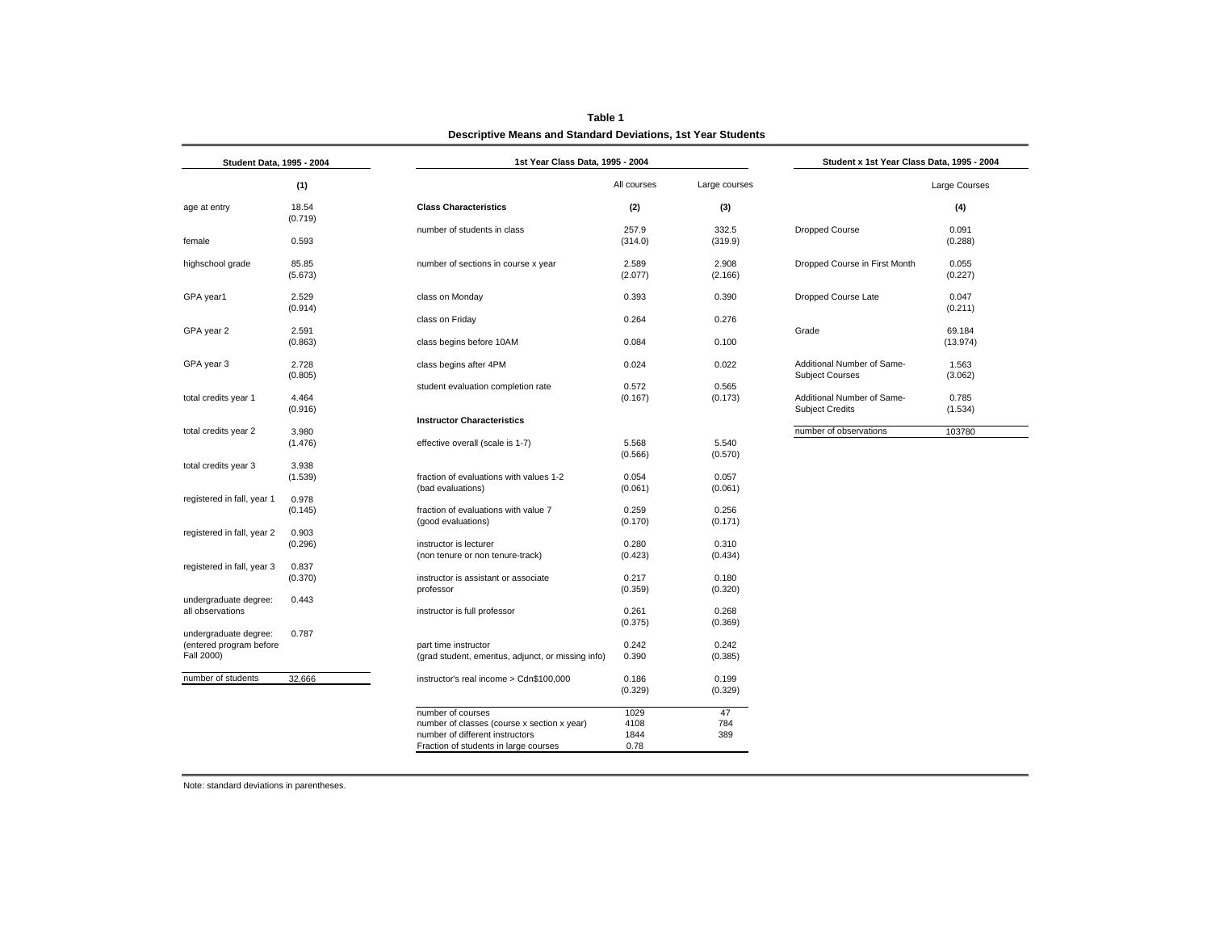**Table 1**

**Descriptive Means and Standard Deviations, 1st Year Students**

**Student Data, 1995 - 2004**

| | (1) |
|---|---|
| age at entry | 18.54 |
| | (0.719) |
| female | 0.593 |
| highschool grade | 85.85 |
| | (5.673) |
| GPA year1 | 2.529 |
| | (0.914) |
| GPA year 2 | 2.591 |
| | (0.863) |
| GPA year 3 | 2.728 |
| | (0.805) |
| total credits year 1 | 4.464 |
| | (0.916) |
| total credits year 2 | 3.980 |
| | (1.476) |
| total credits year 3 | 3.938 |
| | (1.539) |
| registered in fall, year 1 | 0.978 |
| | (0.145) |
| registered in fall, year 2 | 0.903 |
| | (0.296) |
| registered in fall, year 3 | 0.837 |
| | (0.370) |
| undergraduate degree: all observations | 0.443 |
| undergraduate degree: (entered program before Fall 2000) | 0.787 |
| number of students | 32,666 |

**1st Year Class Data, 1995 - 2004**

| | All courses | Large courses |
|---|---|---|
| **Class Characteristics** | **(2)** | **(3)** |
| number of students in class | 257.9 | 332.5 |
| | (314.0) | (319.9) |
| number of sections in course x year | 2.589 | 2.908 |
| | (2.077) | (2.166) |
| class on Monday | 0.393 | 0.390 |
| class on Friday | 0.264 | 0.276 |
| class begins before 10AM | 0.084 | 0.100 |
| class begins after 4PM | 0.024 | 0.022 |
| student evaluation completion rate | 0.572 | 0.565 |
| | (0.167) | (0.173) |
| **Instructor Characteristics** | | |
| effective overall (scale is 1-7) | 5.568 | 5.540 |
| | (0.566) | (0.570) |
| fraction of evaluations with values 1-2 (bad evaluations) | 0.054 | 0.057 |
| | (0.061) | (0.061) |
| fraction of evaluations with value 7 (good evaluations) | 0.259 | 0.256 |
| | (0.170) | (0.171) |
| instructor is lecturer (non tenure or non tenure-track) | 0.280 | 0.310 |
| | (0.423) | (0.434) |
| instructor is assistant or associate professor | 0.217 | 0.180 |
| | (0.359) | (0.320) |
| instructor is full professor | 0.261 | 0.268 |
| | (0.375) | (0.369) |
| part time instructor (grad student, emeritus, adjunct, or missing info) | 0.242 | 0.242 |
| | 0.390 | (0.385) |
| instructor's real income > Cdn$100,000 | 0.186 | 0.199 |
| | (0.329) | (0.329) |
| number of courses | 1029 | 47 |
| number of classes (course x section x year) | 4108 | 784 |
| number of different instructors | 1844 | 389 |
| Fraction of students in large courses | 0.78 | |

**Student x 1st Year Class Data, 1995 - 2004**

| | Large Courses |
|---|---|
| | **(4)** |
| Dropped Course | 0.091 |
| | (0.288) |
| Dropped Course in First Month | 0.055 |
| | (0.227) |
| Dropped Course Late | 0.047 |
| | (0.211) |
| Grade | 69.184 |
| | (13.974) |
| Additional Number of Same-Subject Courses | 1.563 |
| | (3.062) |
| Additional Number of Same-Subject Credits | 0.785 |
| | (1.534) |
| number of observations | 103780 |

Note: standard deviations in parentheses.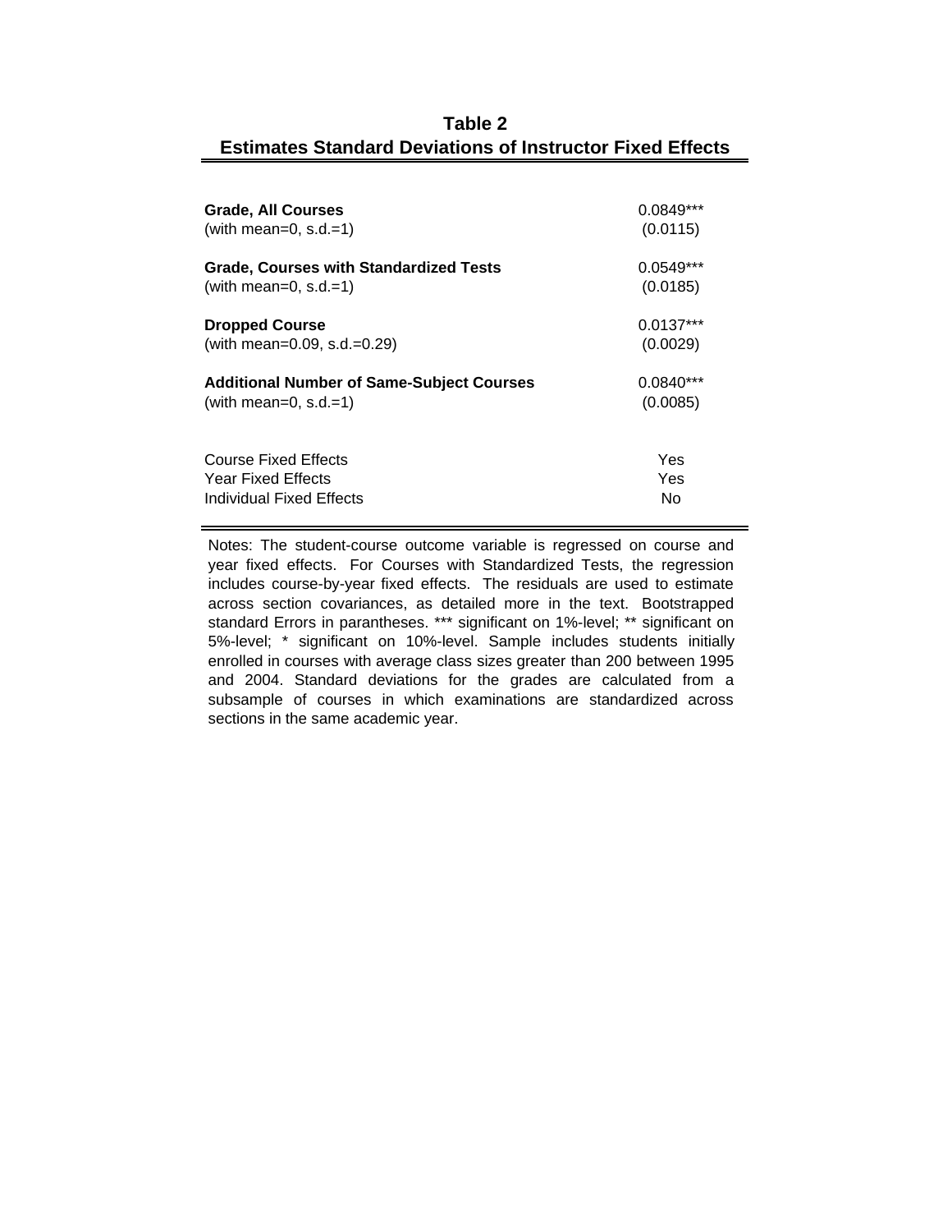**Table 2**
**Estimates Standard Deviations of Instructor Fixed Effects**

| | |
|---|---|
| **Grade, All Courses** | 0.0849*** |
| (with mean=0, s.d.=1) | (0.0115) |
| **Grade, Courses with Standardized Tests** | 0.0549*** |
| (with mean=0, s.d.=1) | (0.0185) |
| **Dropped Course** | 0.0137*** |
| (with mean=0.09, s.d.=0.29) | (0.0029) |
| **Additional Number of Same-Subject Courses** | 0.0840*** |
| (with mean=0, s.d.=1) | (0.0085) |
| Course Fixed Effects | Yes |
| Year Fixed Effects | Yes |
| Individual Fixed Effects | No |

Notes: The student-course outcome variable is regressed on course and year fixed effects. For Courses with Standardized Tests, the regression includes course-by-year fixed effects. The residuals are used to estimate across section covariances, as detailed more in the text. Bootstrapped standard Errors in parantheses. *** significant on 1%-level; ** significant on 5%-level; * significant on 10%-level. Sample includes students initially enrolled in courses with average class sizes greater than 200 between 1995 and 2004. Standard deviations for the grades are calculated from a subsample of courses in which examinations are standardized across sections in the same academic year.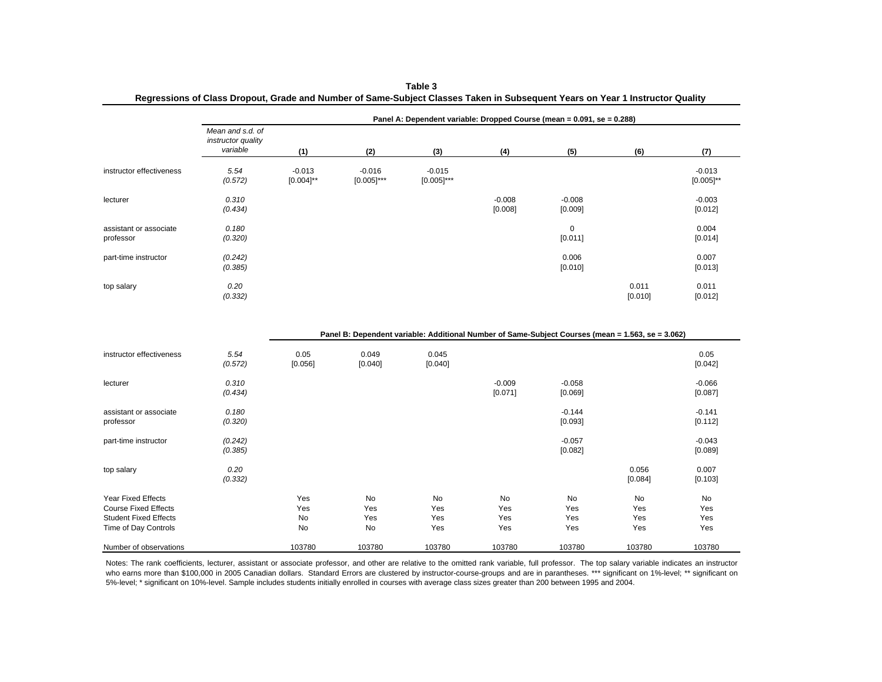**Table 3**

**Regressions of Class Dropout, Grade and Number of Same-Subject Classes Taken in Subsequent Years on Year 1 Instructor Quality**

| | *Mean and s.d. of instructor quality variable* | (1) | (2) | (3) | (4) | (5) | (6) | (7) |
|---|---|---|---|---|---|---|---|---|
| **Panel A: Dependent variable: Dropped Course (mean = 0.091, se = 0.288)** | | | | | | | | |
| instructor effectiveness | *5.54* | -0.013 | -0.016 | -0.015 | | | | -0.013 |
| | *(0.572)* | [0.004]** | [0.005]*** | [0.005]*** | | | | [0.005]** |
| lecturer | *0.310* | | | | -0.008 | -0.008 | | -0.003 |
| | *(0.434)* | | | | [0.008] | [0.009] | | [0.012] |
| assistant or associate professor | *0.180* | | | | | 0 | | 0.004 |
| | *(0.320)* | | | | | [0.011] | | [0.014] |
| part-time instructor | *(0.242)* | | | | | 0.006 | | 0.007 |
| | *(0.385)* | | | | | [0.010] | | [0.013] |
| top salary | *0.20* | | | | | | 0.011 | 0.011 |
| | *(0.332)* | | | | | | [0.010] | [0.012] |
| **Panel B: Dependent variable: Additional Number of Same-Subject Courses (mean = 1.563, se = 3.062)** | | | | | | | | |
| instructor effectiveness | *5.54* | 0.05 | 0.049 | 0.045 | | | | 0.05 |
| | *(0.572)* | [0.056] | [0.040] | [0.040] | | | | [0.042] |
| lecturer | *0.310* | | | | -0.009 | -0.058 | | -0.066 |
| | *(0.434)* | | | | [0.071] | [0.069] | | [0.087] |
| assistant or associate professor | *0.180* | | | | | -0.144 | | -0.141 |
| | *(0.320)* | | | | | [0.093] | | [0.112] |
| part-time instructor | *(0.242)* | | | | | -0.057 | | -0.043 |
| | *(0.385)* | | | | | [0.082] | | [0.089] |
| top salary | *0.20* | | | | | | 0.056 | 0.007 |
| | *(0.332)* | | | | | | [0.084] | [0.103] |
| Year Fixed Effects | | Yes | No | No | No | No | No | No |
| Course Fixed Effects | | Yes | Yes | Yes | Yes | Yes | Yes | Yes |
| Student Fixed Effects | | No | Yes | Yes | Yes | Yes | Yes | Yes |
| Time of Day Controls | | No | No | Yes | Yes | Yes | Yes | Yes |
| Number of observations | | 103780 | 103780 | 103780 | 103780 | 103780 | 103780 | 103780 |

Notes: The rank coefficients, lecturer, assistant or associate professor, and other are relative to the omitted rank variable, full professor. The top salary variable indicates an instructor who earns more than $100,000 in 2005 Canadian dollars. Standard Errors are clustered by instructor-course-groups and are in parantheses. *** significant on 1%-level; ** significant on 5%-level; * significant on 10%-level. Sample includes students initially enrolled in courses with average class sizes greater than 200 between 1995 and 2004.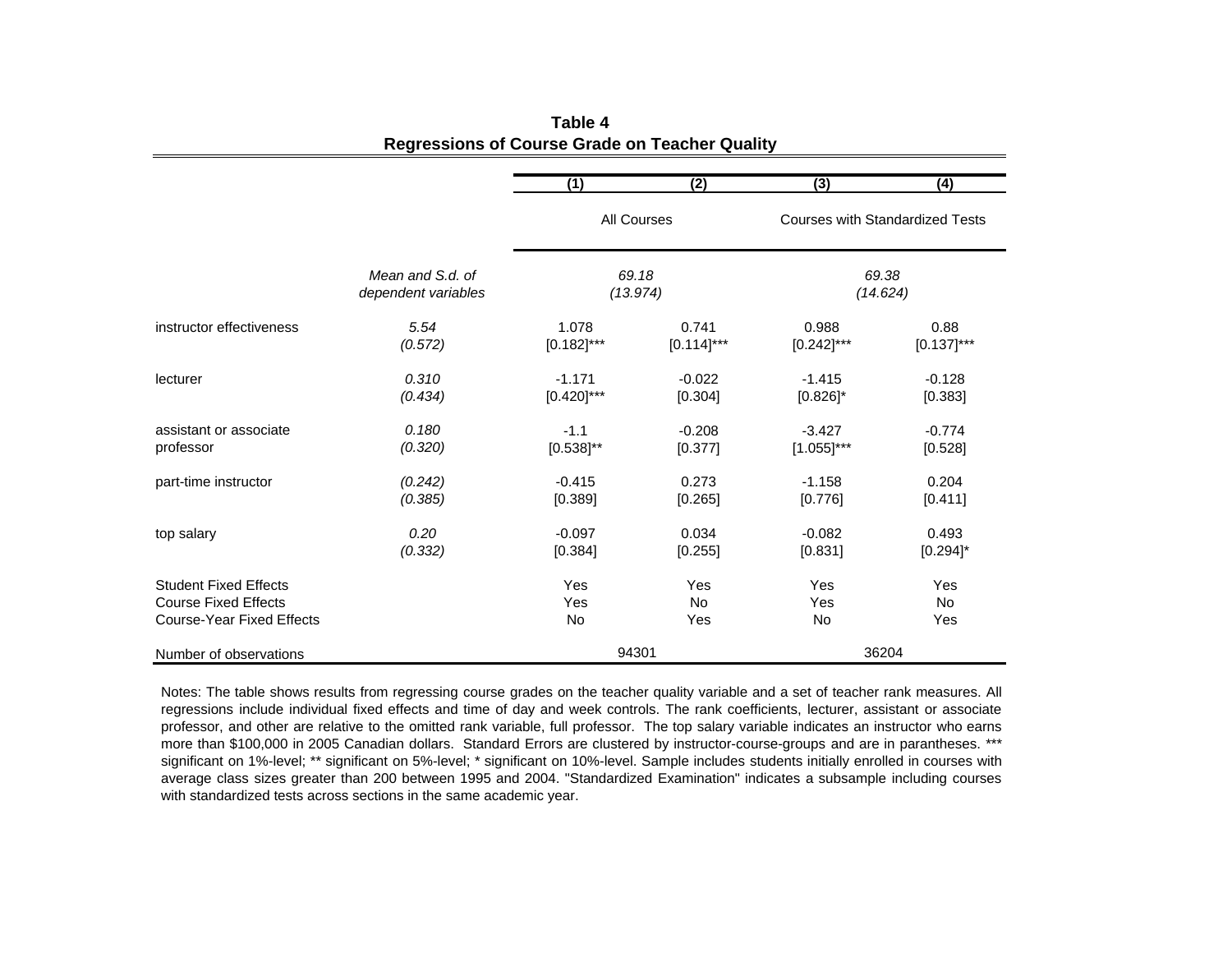**Table 4**
**Regressions of Course Grade on Teacher Quality**

| | | (1) | (2) | (3) | (4) |
|---|---|---|---|---|---|
| | | All Courses | | Courses with Standardized Tests | |
| | *Mean and S.d. of dependent variables* | *69.18 (13.974)* | | *69.38 (14.624)* | |
| instructor effectiveness | *5.54 (0.572)* | 1.078 [0.182]*** | 0.741 [0.114]*** | 0.988 [0.242]*** | 0.88 [0.137]*** |
| lecturer | *0.310 (0.434)* | -1.171 [0.420]*** | -0.022 [0.304] | -1.415 [0.826]* | -0.128 [0.383] |
| assistant or associate professor | *0.180 (0.320)* | -1.1 [0.538]** | -0.208 [0.377] | -3.427 [1.055]*** | -0.774 [0.528] |
| part-time instructor | *(0.242) (0.385)* | -0.415 [0.389] | 0.273 [0.265] | -1.158 [0.776] | 0.204 [0.411] |
| top salary | *0.20 (0.332)* | -0.097 [0.384] | 0.034 [0.255] | -0.082 [0.831] | 0.493 [0.294]* |
| Student Fixed Effects | | Yes | Yes | Yes | Yes |
| Course Fixed Effects | | Yes | No | Yes | No |
| Course-Year Fixed Effects | | No | Yes | No | Yes |
| Number of observations | | 94301 | | 36204 | |

Notes: The table shows results from regressing course grades on the teacher quality variable and a set of teacher rank measures. All regressions include individual fixed effects and time of day and week controls. The rank coefficients, lecturer, assistant or associate professor, and other are relative to the omitted rank variable, full professor. The top salary variable indicates an instructor who earns more than $100,000 in 2005 Canadian dollars. Standard Errors are clustered by instructor-course-groups and are in parantheses. *** significant on 1%-level; ** significant on 5%-level; * significant on 10%-level. Sample includes students initially enrolled in courses with average class sizes greater than 200 between 1995 and 2004. "Standardized Examination" indicates a subsample including courses with standardized tests across sections in the same academic year.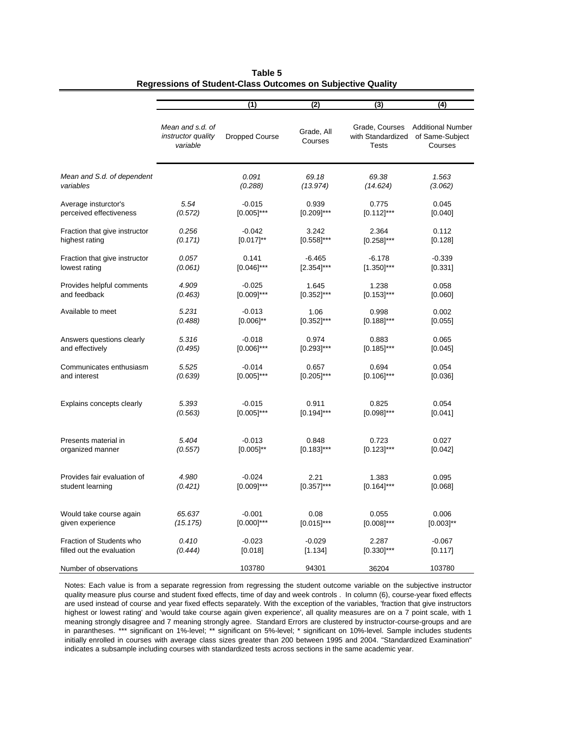**Table 5**
**Regressions of Student-Class Outcomes on Subjective Quality**

| | Mean and s.d. of instructor quality variable | (1) Dropped Course | (2) Grade, All Courses | (3) Grade, Courses with Standardized Tests | (4) Additional Number of Same-Subject Courses |
|---|---|---|---|---|---|
| *Mean and S.d. of dependent variables* | | *0.091* *(0.288)* | *69.18* *(13.974)* | *69.38* *(14.624)* | *1.563* *(3.062)* |
| Average insturctor's perceived effectiveness | *5.54* *(0.572)* | -0.015 [0.005]*** | 0.939 [0.209]*** | 0.775 [0.112]*** | 0.045 [0.040] |
| Fraction that give instructor highest rating | *0.256* *(0.171)* | -0.042 [0.017]** | 3.242 [0.558]*** | 2.364 [0.258]*** | 0.112 [0.128] |
| Fraction that give instructor lowest rating | *0.057* *(0.061)* | 0.141 [0.046]*** | -6.465 [2.354]*** | -6.178 [1.350]*** | -0.339 [0.331] |
| Provides helpful comments and feedback | *4.909* *(0.463)* | -0.025 [0.009]*** | 1.645 [0.352]*** | 1.238 [0.153]*** | 0.058 [0.060] |
| Available to meet | *5.231* *(0.488)* | -0.013 [0.006]** | 1.06 [0.352]*** | 0.998 [0.188]*** | 0.002 [0.055] |
| Answers questions clearly and effectively | *5.316* *(0.495)* | -0.018 [0.006]*** | 0.974 [0.293]*** | 0.883 [0.185]*** | 0.065 [0.045] |
| Communicates enthusiasm and interest | *5.525* *(0.639)* | -0.014 [0.005]*** | 0.657 [0.205]*** | 0.694 [0.106]*** | 0.054 [0.036] |
| Explains concepts clearly | *5.393* *(0.563)* | -0.015 [0.005]*** | 0.911 [0.194]*** | 0.825 [0.098]*** | 0.054 [0.041] |
| Presents material in organized manner | *5.404* *(0.557)* | -0.013 [0.005]** | 0.848 [0.183]*** | 0.723 [0.123]*** | 0.027 [0.042] |
| Provides fair evaluation of student learning | *4.980* *(0.421)* | -0.024 [0.009]*** | 2.21 [0.357]*** | 1.383 [0.164]*** | 0.095 [0.068] |
| Would take course again given experience | *65.637* *(15.175)* | -0.001 [0.000]*** | 0.08 [0.015]*** | 0.055 [0.008]*** | 0.006 [0.003]** |
| Fraction of Students who filled out the evaluation | *0.410* *(0.444)* | -0.023 [0.018] | -0.029 [1.134] | 2.287 [0.330]*** | -0.067 [0.117] |
| Number of observations | | 103780 | 94301 | 36204 | 103780 |

Notes: Each value is from a separate regression from regressing the student outcome variable on the subjective instructor quality measure plus course and student fixed effects, time of day and week controls . In column (6), course-year fixed effects are used instead of course and year fixed effects separately. With the exception of the variables, 'fraction that give instructors highest or lowest rating' and 'would take course again given experience', all quality measures are on a 7 point scale, with 1 meaning strongly disagree and 7 meaning strongly agree. Standard Errors are clustered by instructor-course-groups and are in parantheses. *** significant on 1%-level; ** significant on 5%-level; * significant on 10%-level. Sample includes students initially enrolled in courses with average class sizes greater than 200 between 1995 and 2004. "Standardized Examination" indicates a subsample including courses with standardized tests across sections in the same academic year.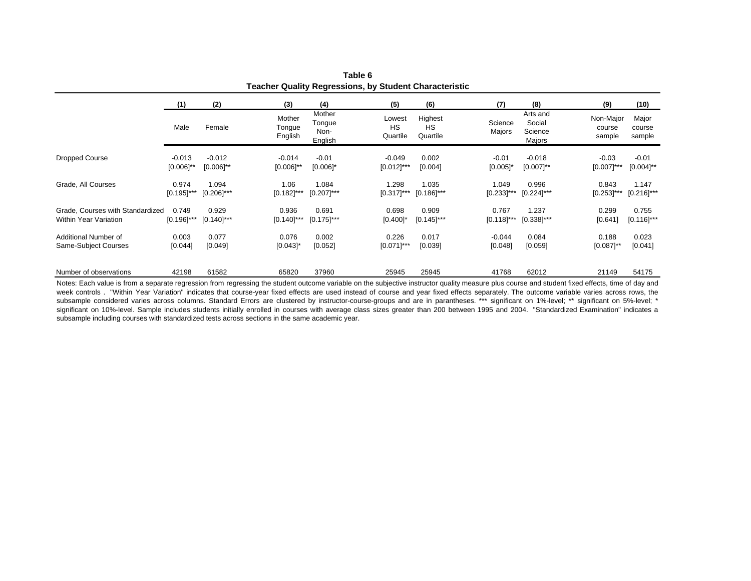**Table 6**
**Teacher Quality Regressions, by Student Characteristic**

| | (1) | (2) | (3) | (4) | (5) | (6) | (7) | (8) | (9) | (10) |
|---|---|---|---|---|---|---|---|---|---|---|
| | Male | Female | Mother Tongue English | Mother Tongue Non-English | Lowest HS Quartile | Highest HS Quartile | Science Majors | Arts and Social Science Majors | Non-Major course sample | Major course sample |
| Dropped Course | -0.013 | -0.012 | -0.014 | -0.01 | -0.049 | 0.002 | -0.01 | -0.018 | -0.03 | -0.01 |
| | [0.006]** | [0.006]** | [0.006]** | [0.006]* | [0.012]*** | [0.004] | [0.005]* | [0.007]** | [0.007]*** | [0.004]** |
| Grade, All Courses | 0.974 | 1.094 | 1.06 | 1.084 | 1.298 | 1.035 | 1.049 | 0.996 | 0.843 | 1.147 |
| | [0.195]*** | [0.206]*** | [0.182]*** | [0.207]*** | [0.317]*** | [0.186]*** | [0.233]*** | [0.224]*** | [0.253]*** | [0.216]*** |
| Grade, Courses with Standardized Within Year Variation | 0.749 | 0.929 | 0.936 | 0.691 | 0.698 | 0.909 | 0.767 | 1.237 | 0.299 | 0.755 |
| | [0.196]*** | [0.140]*** | [0.140]*** | [0.175]*** | [0.400]* | [0.145]*** | [0.118]*** | [0.338]*** | [0.641] | [0.116]*** |
| Additional Number of Same-Subject Courses | 0.003 | 0.077 | 0.076 | 0.002 | 0.226 | 0.017 | -0.044 | 0.084 | 0.188 | 0.023 |
| | [0.044] | [0.049] | [0.043]* | [0.052] | [0.071]*** | [0.039] | [0.048] | [0.059] | [0.087]** | [0.041] |
| Number of observations | 42198 | 61582 | 65820 | 37960 | 25945 | 25945 | 41768 | 62012 | 21149 | 54175 |

Notes: Each value is from a separate regression from regressing the student outcome variable on the subjective instructor quality measure plus course and student fixed effects, time of day and week controls . "Within Year Variation" indicates that course-year fixed effects are used instead of course and year fixed effects separately. The outcome variable varies across rows, the subsample considered varies across columns. Standard Errors are clustered by instructor-course-groups and are in parantheses. *** significant on 1%-level; ** significant on 5%-level; * significant on 10%-level. Sample includes students initially enrolled in courses with average class sizes greater than 200 between 1995 and 2004. "Standardized Examination" indicates a subsample including courses with standardized tests across sections in the same academic year.